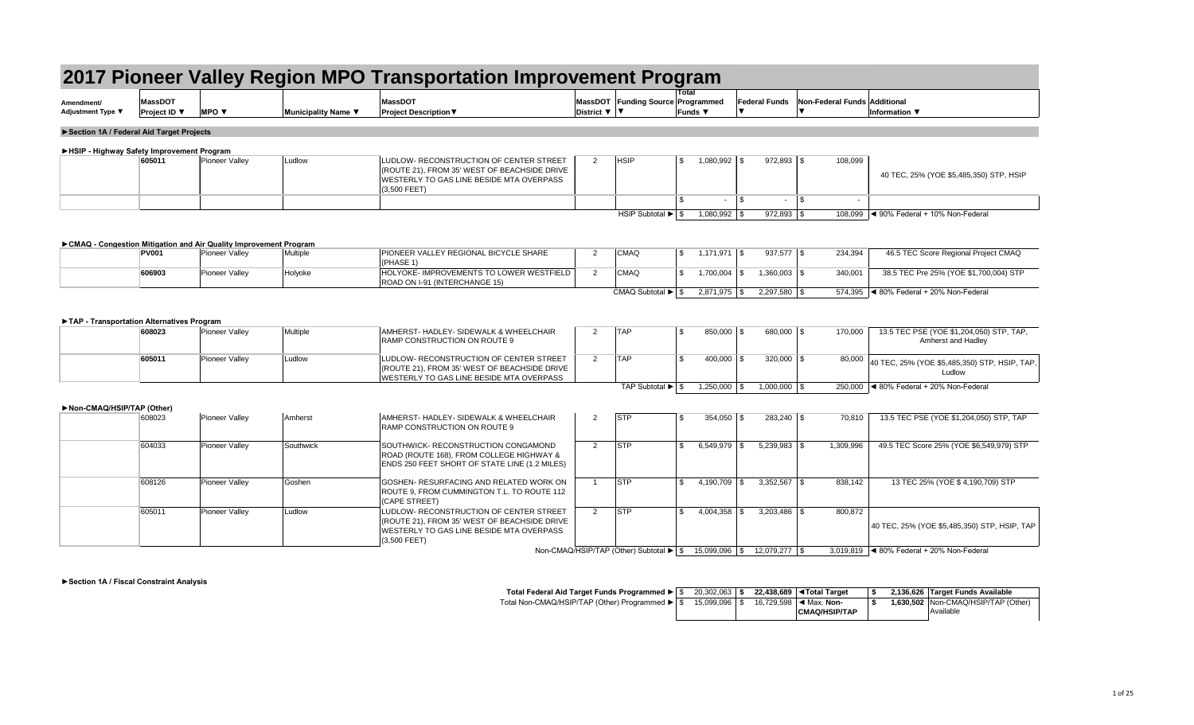# 2017 Pioneer Valley Region MPO Transportation Improvement Program

| Amendment/ Adjustment Type ▼ | MassDOT Project ID ▼ | MPO ▼ | Municipality Name ▼ | MassDOT Project Description▼ | MassDOT District ▼ | Funding Source ▼ | Total Programmed Funds ▼ | Federal Funds ▼ | Non-Federal Funds ▼ | Additional Information ▼ |
|---|---|---|---|---|---|---|---|---|---|---|

**►Section 1A / Federal Aid Target Projects**

**►HSIP - Highway Safety Improvement Program**

| Amendment/ Adjustment Type | MassDOT Project ID | MPO | Municipality Name | MassDOT Project Description | MassDOT District | Funding Source | Total Programmed Funds | Federal Funds | Non-Federal Funds | Additional Information |
|---|---|---|---|---|---|---|---|---|---|---|
| | 605011 | Pioneer Valley | Ludlow | LUDLOW- RECONSTRUCTION OF CENTER STREET (ROUTE 21), FROM 35' WEST OF BEACHSIDE DRIVE WESTERLY TO GAS LINE BESIDE MTA OVERPASS (3,500 FEET) | 2 | HSIP | $ 1,080,992 | $ 972,893 | $ 108,099 | 40 TEC, 25% (YOE $5,485,350) STP, HSIP |
| | | | | | | | $ - | $ - | $ - | |
| | | | | | | HSIP Subtotal ► | $ 1,080,992 | $ 972,893 | $ 108,099 | ◄ 90% Federal + 10% Non-Federal |

**►CMAQ - Congestion Mitigation and Air Quality Improvement Program**

| Amendment/ Adjustment Type | MassDOT Project ID | MPO | Municipality Name | MassDOT Project Description | MassDOT District | Funding Source | Total Programmed Funds | Federal Funds | Non-Federal Funds | Additional Information |
|---|---|---|---|---|---|---|---|---|---|---|
| | PV001 | Pioneer Valley | Multiple | PIONEER VALLEY REGIONAL BICYCLE SHARE (PHASE 1) | 2 | CMAQ | $ 1,171,971 | $ 937,577 | $ 234,394 | 46.5 TEC Score Regional Project CMAQ |
| | 606903 | Pioneer Valley | Holyoke | HOLYOKE- IMPROVEMENTS TO LOWER WESTFIELD ROAD ON I-91 (INTERCHANGE 15) | 2 | CMAQ | $ 1,700,004 | $ 1,360,003 | $ 340,001 | 38.5 TEC Pre 25% (YOE $1,700,004) STP |
| | | | | | | CMAQ Subtotal ► | $ 2,871,975 | $ 2,297,580 | $ 574,395 | ◄ 80% Federal + 20% Non-Federal |

**►TAP - Transportation Alternatives Program**

| Amendment/ Adjustment Type | MassDOT Project ID | MPO | Municipality Name | MassDOT Project Description | MassDOT District | Funding Source | Total Programmed Funds | Federal Funds | Non-Federal Funds | Additional Information |
|---|---|---|---|---|---|---|---|---|---|---|
| | 608023 | Pioneer Valley | Multiple | AMHERST- HADLEY- SIDEWALK & WHEELCHAIR RAMP CONSTRUCTION ON ROUTE 9 | 2 | TAP | $ 850,000 | $ 680,000 | $ 170,000 | 13.5 TEC PSE (YOE $1,204,050) STP, TAP, Amherst and Hadley |
| | 605011 | Pioneer Valley | Ludlow | LUDLOW- RECONSTRUCTION OF CENTER STREET (ROUTE 21), FROM 35' WEST OF BEACHSIDE DRIVE WESTERLY TO GAS LINE BESIDE MTA OVERPASS | 2 | TAP | $ 400,000 | $ 320,000 | $ 80,000 | 40 TEC, 25% (YOE $5,485,350) STP, HSIP, TAP, Ludlow |
| | | | | | | TAP Subtotal ► | $ 1,250,000 | $ 1,000,000 | $ 250,000 | ◄ 80% Federal + 20% Non-Federal |

**►Non-CMAQ/HSIP/TAP (Other)**

| Amendment/ Adjustment Type | MassDOT Project ID | MPO | Municipality Name | MassDOT Project Description | MassDOT District | Funding Source | Total Programmed Funds | Federal Funds | Non-Federal Funds | Additional Information |
|---|---|---|---|---|---|---|---|---|---|---|
| | 608023 | Pioneer Valley | Amherst | AMHERST- HADLEY- SIDEWALK & WHEELCHAIR RAMP CONSTRUCTION ON ROUTE 9 | 2 | STP | $ 354,050 | $ 283,240 | $ 70,810 | 13.5 TEC PSE (YOE $1,204,050) STP, TAP |
| | 604033 | Pioneer Valley | Southwick | SOUTHWICK- RECONSTRUCTION CONGAMOND ROAD (ROUTE 168), FROM COLLEGE HIGHWAY & ENDS 250 FEET SHORT OF STATE LINE (1.2 MILES) | 2 | STP | $ 6,549,979 | $ 5,239,983 | $ 1,309,996 | 49.5 TEC Score 25% (YOE $6,549,979) STP |
| | 608126 | Pioneer Valley | Goshen | GOSHEN- RESURFACING AND RELATED WORK ON ROUTE 9, FROM CUMMINGTON T.L. TO ROUTE 112 (CAPE STREET) | 1 | STP | $ 4,190,709 | $ 3,352,567 | $ 838,142 | 13 TEC 25% (YOE $ 4,190,709) STP |
| | 605011 | Pioneer Valley | Ludlow | LUDLOW- RECONSTRUCTION OF CENTER STREET (ROUTE 21), FROM 35' WEST OF BEACHSIDE DRIVE WESTERLY TO GAS LINE BESIDE MTA OVERPASS (3,500 FEET) | 2 | STP | $ 4,004,358 | $ 3,203,486 | $ 800,872 | 40 TEC, 25% (YOE $5,485,350) STP, HSIP, TAP |
| | | | | | | Non-CMAQ/HSIP/TAP (Other) Subtotal ► | $ 15,099,096 | $ 12,079,277 | $ 3,019,819 | ◄ 80% Federal + 20% Non-Federal |

**►Section 1A / Fiscal Constraint Analysis**

| | | | | | |
|---|---|---|---|---|---|
| Total Federal Aid Target Funds Programmed ► | $ 20,302,063 | $ 22,438,689 | ◄Total Target | $ 2,136,626 | Target Funds Available |
| Total Non-CMAQ/HSIP/TAP (Other) Programmed ► | $ 15,099,096 | $ 16,729,598 | ◄ Max. Non-CMAQ/HSIP/TAP | $ 1,630,502 | Non-CMAQ/HSIP/TAP (Other) Available |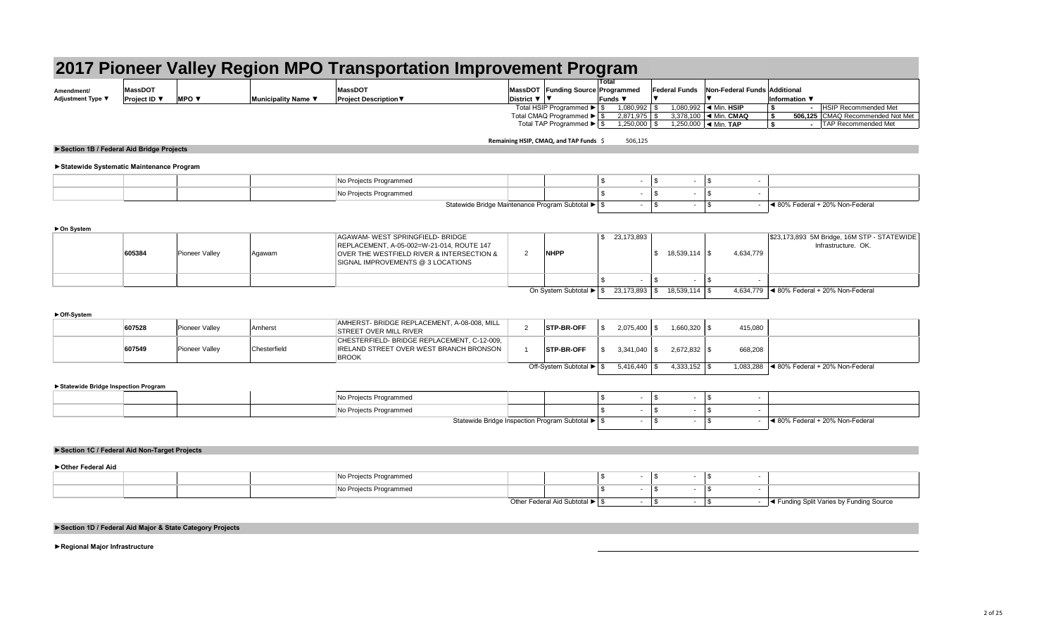# 2017 Pioneer Valley Region MPO Transportation Improvement Program

| Amendment/ Adjustment Type ▼ | MassDOT Project ID ▼ | MPO ▼ | Municipality Name ▼ | MassDOT Project Description▼ | MassDOT District ▼ | Funding Source ▼ | Total Programmed Funds ▼ | Federal Funds ▼ | Non-Federal Funds ▼ | Additional Information ▼ |
|---|---|---|---|---|---|---|---|---|---|---|
| | | | | | Total HSIP Programmed ► | | $ 1,080,992 | $ 1,080,992 | ◄ Min. HSIP | $ - HSIP Recommended Met |
| | | | | | Total CMAQ Programmed ► | | $ 2,871,975 | $ 3,378,100 | ◄ Min. CMAQ | $ 506,125 CMAQ Recommended Not Met |
| | | | | | Total TAP Programmed ► | | $ 1,250,000 | $ 1,250,000 | ◄ Min. TAP | $ - TAP Recommended Met |
| | | | | | Remaining HSIP, CMAQ, and TAP Funds | | $ 506,125 | | | |

**►Section 1B / Federal Aid Bridge Projects**

**►Statewide Systematic Maintenance Program**

| | | | | | | | | | | |
|---|---|---|---|---|---|---|---|---|---|---|
| | | | | No Projects Programmed | | | $ - | $ - | $ - | |
| | | | | No Projects Programmed | | | $ - | $ - | $ - | |
| | | | | Statewide Bridge Maintenance Program Subtotal ► | | | $ - | $ - | $ - | ◄ 80% Federal + 20% Non-Federal |

**►On System**

| | | | | | | | | | | |
|---|---|---|---|---|---|---|---|---|---|---|
| | 605384 | Pioneer Valley | Agawam | AGAWAM- WEST SPRINGFIELD- BRIDGE REPLACEMENT, A-05-002=W-21-014, ROUTE 147 OVER THE WESTFIELD RIVER & INTERSECTION & SIGNAL IMPROVEMENTS @ 3 LOCATIONS | 2 | NHPP | $ 23,173,893 | $ 18,539,114 | $ 4,634,779 | $23,173,893 5M Bridge, 16M STP - STATEWIDE Infrastructure. OK. |
| | | | | | | | $ - | $ - | $ - | |
| | | | | On System Subtotal ► | | | $ 23,173,893 | $ 18,539,114 | $ 4,634,779 | ◄ 80% Federal + 20% Non-Federal |

**►Off-System**

| | | | | | | | | | | |
|---|---|---|---|---|---|---|---|---|---|---|
| | 607528 | Pioneer Valley | Amherst | AMHERST- BRIDGE REPLACEMENT, A-08-008, MILL STREET OVER MILL RIVER | 2 | STP-BR-OFF | $ 2,075,400 | $ 1,660,320 | $ 415,080 | |
| | 607549 | Pioneer Valley | Chesterfield | CHESTERFIELD- BRIDGE REPLACEMENT, C-12-009, IRELAND STREET OVER WEST BRANCH BRONSON BROOK | 1 | STP-BR-OFF | $ 3,341,040 | $ 2,672,832 | $ 668,208 | |
| | | | | Off-System Subtotal ► | | | $ 5,416,440 | $ 4,333,152 | $ 1,083,288 | ◄ 80% Federal + 20% Non-Federal |

**►Statewide Bridge Inspection Program**

| | | | | | | | | | | |
|---|---|---|---|---|---|---|---|---|---|---|
| | | | | No Projects Programmed | | | $ - | $ - | $ - | |
| | | | | No Projects Programmed | | | $ - | $ - | $ - | |
| | | | | Statewide Bridge Inspection Program Subtotal ► | | | $ - | $ - | $ - | ◄ 80% Federal + 20% Non-Federal |

**►Section 1C / Federal Aid Non-Target Projects**

**►Other Federal Aid**

| | | | | | | | | | | |
|---|---|---|---|---|---|---|---|---|---|---|
| | | | | No Projects Programmed | | | $ - | $ - | $ - | |
| | | | | No Projects Programmed | | | $ - | $ - | $ - | |
| | | | | Other Federal Aid Subtotal ► | | | $ - | $ - | $ - | ◄ Funding Split Varies by Funding Source |

**►Section 1D / Federal Aid Major & State Category Projects**

**►Regional Major Infrastructure**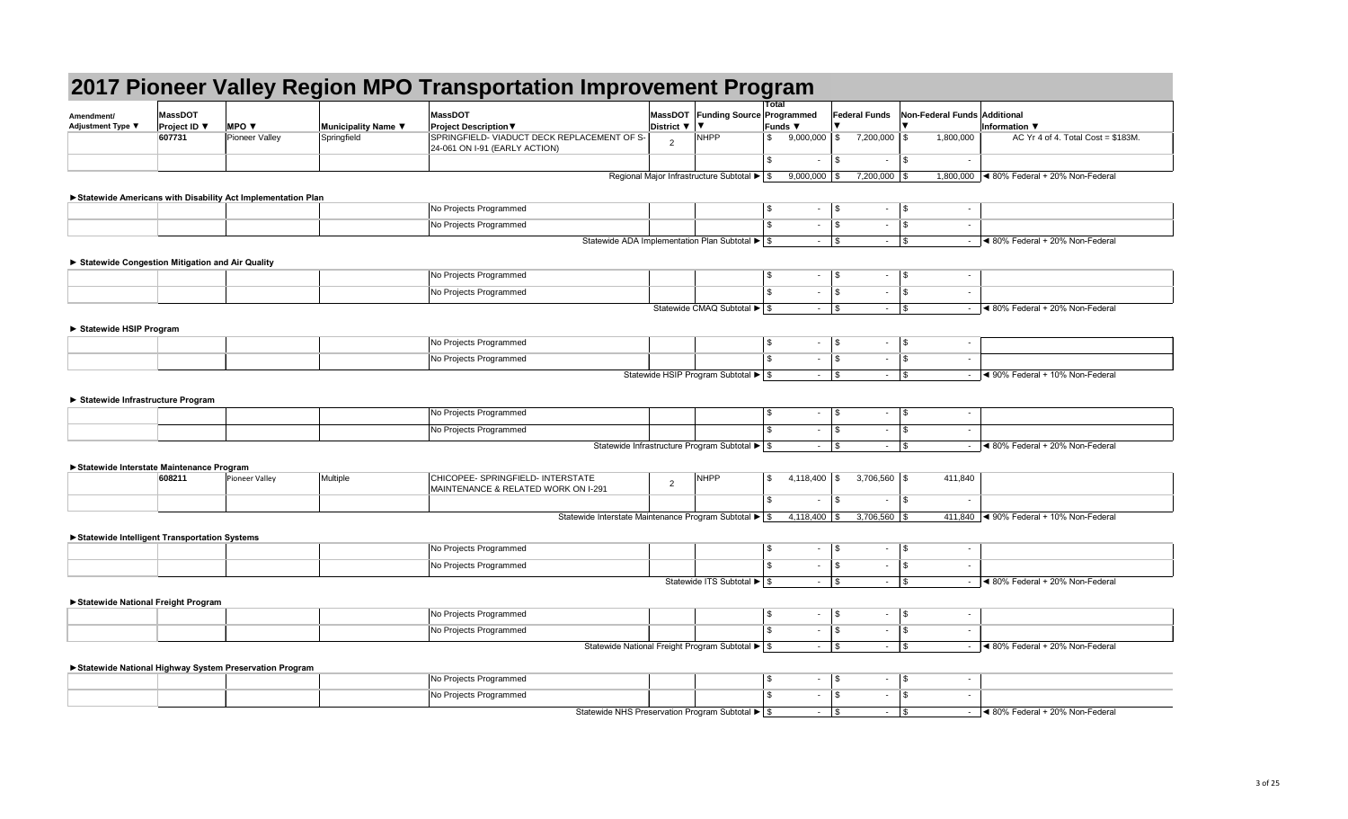# 2017 Pioneer Valley Region MPO Transportation Improvement Program

| Amendment/ Adjustment Type ▼ | MassDOT Project ID ▼ | MPO ▼ | Municipality Name ▼ | MassDOT Project Description▼ | MassDOT District ▼ | Funding Source ▼ | Total Programmed Funds ▼ | Federal Funds ▼ | Non-Federal Funds ▼ | Additional Information ▼ |
|---|---|---|---|---|---|---|---|---|---|---|
| | 607731 | Pioneer Valley | Springfield | SPRINGFIELD- VIADUCT DECK REPLACEMENT OF S-24-061 ON I-91 (EARLY ACTION) | 2 | NHPP | $ 9,000,000 | $ 7,200,000 | $ 1,800,000 | AC Yr 4 of 4. Total Cost = $183M. |
| | | | | | | | $ - | $ - | $ - | |
| | | | | | | Regional Major Infrastructure Subtotal ► | $ 9,000,000 | $ 7,200,000 | $ 1,800,000 | ◄ 80% Federal + 20% Non-Federal |
| **►Statewide Americans with Disability Act Implementation Plan** | | | | | | | | | | |
| | | | | No Projects Programmed | | | $ - | $ - | $ - | |
| | | | | No Projects Programmed | | | $ - | $ - | $ - | |
| | | | | | | Statewide ADA Implementation Plan Subtotal ► | $ - | $ - | $ - | ◄ 80% Federal + 20% Non-Federal |
| **► Statewide Congestion Mitigation and Air Quality** | | | | | | | | | | |
| | | | | No Projects Programmed | | | $ - | $ - | $ - | |
| | | | | No Projects Programmed | | | $ - | $ - | $ - | |
| | | | | | | Statewide CMAQ Subtotal ► | $ - | $ - | $ - | ◄ 80% Federal + 20% Non-Federal |
| **► Statewide HSIP Program** | | | | | | | | | | |
| | | | | No Projects Programmed | | | $ - | $ - | $ - | |
| | | | | No Projects Programmed | | | $ - | $ - | $ - | |
| | | | | | | Statewide HSIP Program Subtotal ► | $ - | $ - | $ - | ◄ 90% Federal + 10% Non-Federal |
| **► Statewide Infrastructure Program** | | | | | | | | | | |
| | | | | No Projects Programmed | | | $ - | $ - | $ - | |
| | | | | No Projects Programmed | | | $ - | $ - | $ - | |
| | | | | | | Statewide Infrastructure Program Subtotal ► | $ - | $ - | $ - | ◄ 80% Federal + 20% Non-Federal |
| **►Statewide Interstate Maintenance Program** | | | | | | | | | | |
| | 608211 | Pioneer Valley | Multiple | CHICOPEE- SPRINGFIELD- INTERSTATE MAINTENANCE & RELATED WORK ON I-291 | 2 | NHPP | $ 4,118,400 | $ 3,706,560 | $ 411,840 | |
| | | | | | | | $ - | $ - | $ - | |
| | | | | | | Statewide Interstate Maintenance Program Subtotal ► | $ 4,118,400 | $ 3,706,560 | $ 411,840 | ◄ 90% Federal + 10% Non-Federal |
| **►Statewide Intelligent Transportation Systems** | | | | | | | | | | |
| | | | | No Projects Programmed | | | $ - | $ - | $ - | |
| | | | | No Projects Programmed | | | $ - | $ - | $ - | |
| | | | | | | Statewide ITS Subtotal ► | $ - | $ - | $ - | ◄ 80% Federal + 20% Non-Federal |
| **►Statewide National Freight Program** | | | | | | | | | | |
| | | | | No Projects Programmed | | | $ - | $ - | $ - | |
| | | | | No Projects Programmed | | | $ - | $ - | $ - | |
| | | | | | | Statewide National Freight Program Subtotal ► | $ - | $ - | $ - | ◄ 80% Federal + 20% Non-Federal |
| **►Statewide National Highway System Preservation Program** | | | | | | | | | | |
| | | | | No Projects Programmed | | | $ - | $ - | $ - | |
| | | | | No Projects Programmed | | | $ - | $ - | $ - | |
| | | | | | | Statewide NHS Preservation Program Subtotal ► | $ - | $ - | $ - | ◄ 80% Federal + 20% Non-Federal |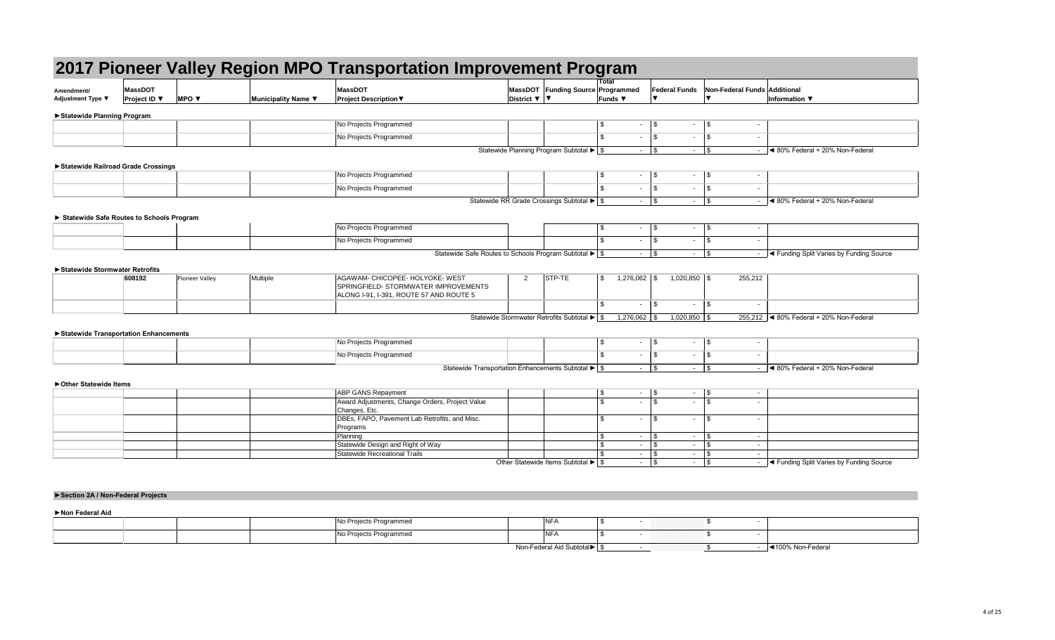# 2017 Pioneer Valley Region MPO Transportation Improvement Program

| Amendment/ Adjustment Type ▼ | MassDOT Project ID ▼ | MPO ▼ | Municipality Name ▼ | MassDOT Project Description▼ | MassDOT District ▼ | Funding Source ▼ | Total Programmed Funds ▼ | Federal Funds ▼ | Non-Federal Funds ▼ | Additional Information ▼ |
|---|---|---|---|---|---|---|---|---|---|---|
| **►Statewide Planning Program** | | | | | | | | | | |
| | | | | No Projects Programmed | | | $ - | $ - | $ - | |
| | | | | No Projects Programmed | | | $ - | $ - | $ - | |
| | | | | Statewide Planning Program Subtotal ► | | | $ - | $ - | $ - | ◄ 80% Federal + 20% Non-Federal |
| **►Statewide Railroad Grade Crossings** | | | | | | | | | | |
| | | | | No Projects Programmed | | | $ - | $ - | $ - | |
| | | | | No Projects Programmed | | | $ - | $ - | $ - | |
| | | | | Statewide RR Grade Crossings Subtotal ► | | | $ - | $ - | $ - | ◄ 80% Federal + 20% Non-Federal |
| **► Statewide Safe Routes to Schools Program** | | | | | | | | | | |
| | | | | No Projects Programmed | | | $ - | $ - | $ - | |
| | | | | No Projects Programmed | | | $ - | $ - | $ - | |
| | | | | Statewide Safe Routes to Schools Program Subtotal ► | | | $ - | $ - | $ - | ◄ Funding Split Varies by Funding Source |
| **►Statewide Stormwater Retrofits** | | | | | | | | | | |
| | 608192 | Pioneer Valley | Multiple | AGAWAM- CHICOPEE- HOLYOKE- WEST SPRINGFIELD- STORMWATER IMPROVEMENTS ALONG I-91, I-391, ROUTE 57 AND ROUTE 5 | 2 | STP-TE | $ 1,276,062 | $ 1,020,850 | $ 255,212 | |
| | | | | | | | $ - | $ - | $ - | |
| | | | | Statewide Stormwater Retrofits Subtotal ► | | | $ 1,276,062 | $ 1,020,850 | $ 255,212 | ◄ 80% Federal + 20% Non-Federal |
| **►Statewide Transportation Enhancements** | | | | | | | | | | |
| | | | | No Projects Programmed | | | $ - | $ - | $ - | |
| | | | | No Projects Programmed | | | $ - | $ - | $ - | |
| | | | | Statewide Transportation Enhancements Subtotal ► | | | $ - | $ - | $ - | ◄ 80% Federal + 20% Non-Federal |
| **►Other Statewide Items** | | | | | | | | | | |
| | | | | ABP GANS Repayment | | | $ - | $ - | $ - | |
| | | | | Award Adjustments, Change Orders, Project Value Changes, Etc. | | | $ - | $ - | $ - | |
| | | | | DBEs, FAPO, Pavement Lab Retrofits, and Misc. Programs | | | $ - | $ - | $ - | |
| | | | | Planning | | | $ - | $ - | $ - | |
| | | | | Statewide Design and Right of Way | | | $ - | $ - | $ - | |
| | | | | Statewide Recreational Trails | | | $ - | $ - | $ - | |
| | | | | Other Statewide Items Subtotal ► | | | $ - | $ - | $ - | ◄ Funding Split Varies by Funding Source |
| **►Section 2A / Non-Federal Projects** | | | | | | | | | | |
| **►Non Federal Aid** | | | | | | | | | | |
| | | | | No Projects Programmed | | NFA | $ - | | $ - | |
| | | | | No Projects Programmed | | NFA | $ - | | $ - | |
| | | | | Non-Federal Aid Subtotal► | | | $ - | | $ - | ◄100% Non-Federal |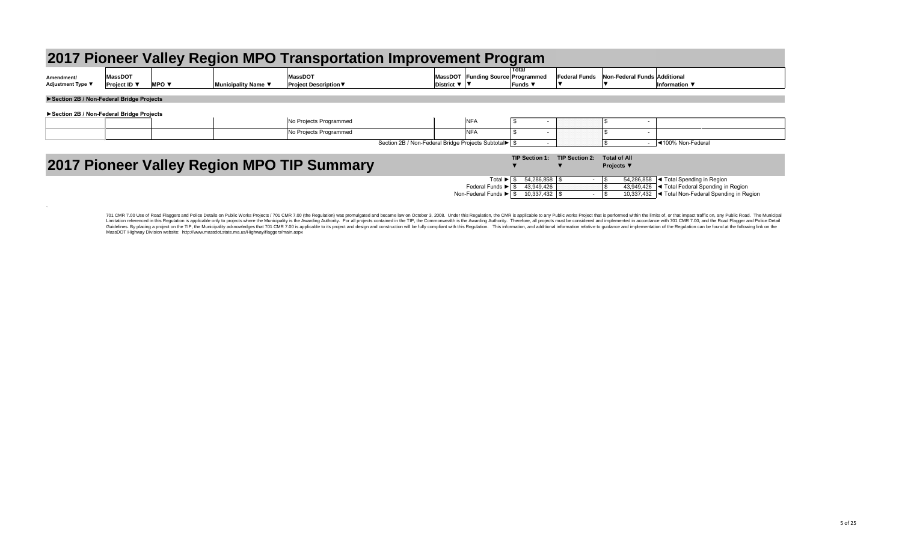# 2017 Pioneer Valley Region MPO Transportation Improvement Program

| Amendment/ Adjustment Type ▼ | MassDOT Project ID ▼ | MPO ▼ | Municipality Name ▼ | MassDOT Project Description▼ | MassDOT District ▼ | Funding Source ▼ | Total Programmed Funds ▼ | Federal Funds ▼ | Non-Federal Funds ▼ | Additional Information ▼ |
|---|---|---|---|---|---|---|---|---|---|---|
| **►Section 2B / Non-Federal Bridge Projects** | | | | | | | | | | |
| **►Section 2B / Non-Federal Bridge Projects** | | | | | | | | | | |
| | | | | No Projects Programmed | | NFA | $ - | | $ - | |
| | | | | No Projects Programmed | | NFA | $ - | | $ - | |
| | | | | Section 2B / Non-Federal Bridge Projects Subtotal► | | | $ - | | $ - | ◄100% Non-Federal |

# 2017 Pioneer Valley Region MPO TIP Summary

| | TIP Section 1: ▼ | TIP Section 2: ▼ | Total of All Projects ▼ | |
|---|---|---|---|---|
| Total ► | $ 54,286,858 | $ - | $ 54,286,858 | ◄ Total Spending in Region |
| Federal Funds ► | $ 43,949,426 | | $ 43,949,426 | ◄ Total Federal Spending in Region |
| Non-Federal Funds ► | $ 10,337,432 | $ - | $ 10,337,432 | ◄ Total Non-Federal Spending in Region |

701 CMR 7.00 Use of Road Flaggers and Police Details on Public Works Projects / 701 CMR 7.00 (the Regulation) was promulgated and became law on October 3, 2008. Under this Regulation, the CMR is applicable to any Public works Project that is performed within the limits of, or that impact traffic on, any Public Road. The Municipal Limitation referenced in this Regulation is applicable only to projects where the Municipality is the Awarding Authority. For all projects contained in the TIP, the Commonwealth is the Awarding Authority. Therefore, all projects must be considered and implemented in accordance with 701 CMR 7.00, and the Road Flagger and Police Detail Guidelines. By placing a project on the TIP, the Municipality acknowledges that 701 CMR 7.00 is applicable to its project and design and construction will be fully compliant with this Regulation. This information, and additional information relative to guidance and implementation of the Regulation can be found at the following link on the MassDOT Highway Division website: http://www.massdot.state.ma.us/Highway/flaggers/main.aspx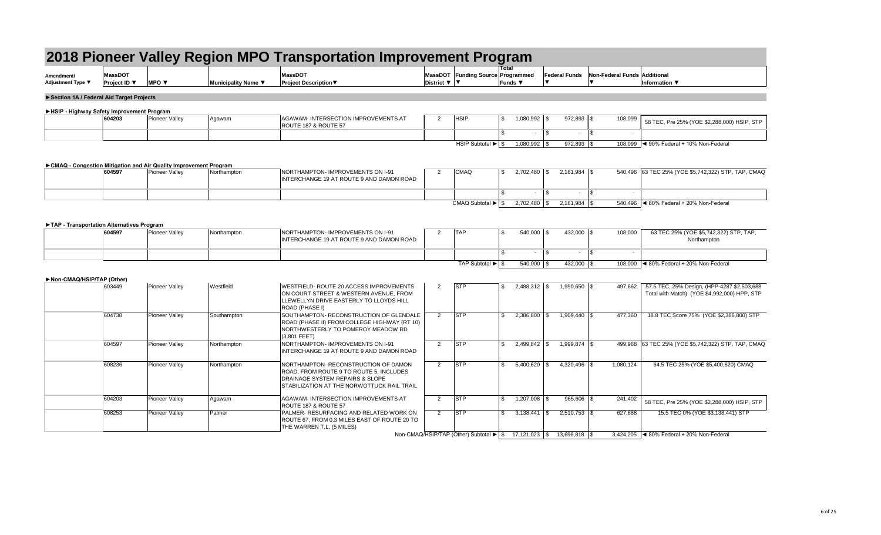# 2018 Pioneer Valley Region MPO Transportation Improvement Program

| Amendment/ Adjustment Type ▼ | MassDOT Project ID ▼ | MPO ▼ | Municipality Name ▼ | MassDOT Project Description▼ | MassDOT District ▼ | Funding Source ▼ | Total Programmed Funds ▼ | Federal Funds ▼ | Non-Federal Funds ▼ | Additional Information ▼ |
|---|---|---|---|---|---|---|---|---|---|---|
| **►Section 1A / Federal Aid Target Projects** | | | | | | | | | | |
| **►HSIP - Highway Safety Improvement Program** | | | | | | | | | | |
| | 604203 | Pioneer Valley | Agawam | AGAWAM- INTERSECTION IMPROVEMENTS AT ROUTE 187 & ROUTE 57 | 2 | HSIP | $ 1,080,992 | $ 972,893 | $ 108,099 | 58 TEC, Pre 25% (YOE $2,288,000) HSIP, STP |
| | | | | | | | $ - | $ - | $ - | |
| | | | | | | HSIP Subtotal ► | $ 1,080,992 | $ 972,893 | $ 108,099 | ◄ 90% Federal + 10% Non-Federal |
| **►CMAQ - Congestion Mitigation and Air Quality Improvement Program** | | | | | | | | | | |
| | 604597 | Pioneer Valley | Northampton | NORTHAMPTON- IMPROVEMENTS ON I-91 INTERCHANGE 19 AT ROUTE 9 AND DAMON ROAD | 2 | CMAQ | $ 2,702,480 | $ 2,161,984 | $ 540,496 | 63 TEC 25% (YOE $5,742,322) STP, TAP, CMAQ |
| | | | | | | | $ - | $ - | $ - | |
| | | | | | | CMAQ Subtotal ► | $ 2,702,480 | $ 2,161,984 | $ 540,496 | ◄ 80% Federal + 20% Non-Federal |
| **►TAP - Transportation Alternatives Program** | | | | | | | | | | |
| | 604597 | Pioneer Valley | Northampton | NORTHAMPTON- IMPROVEMENTS ON I-91 INTERCHANGE 19 AT ROUTE 9 AND DAMON ROAD | 2 | TAP | $ 540,000 | $ 432,000 | $ 108,000 | 63 TEC 25% (YOE $5,742,322) STP, TAP, Northampton |
| | | | | | | | $ - | $ - | $ - | |
| | | | | | | TAP Subtotal ► | $ 540,000 | $ 432,000 | $ 108,000 | ◄ 80% Federal + 20% Non-Federal |
| **►Non-CMAQ/HSIP/TAP (Other)** | | | | | | | | | | |
| | 603449 | Pioneer Valley | Westfield | WESTFIELD- ROUTE 20 ACCESS IMPROVEMENTS ON COURT STREET & WESTERN AVENUE, FROM LLEWELLYN DRIVE EASTERLY TO LLOYDS HILL ROAD (PHASE I) | 2 | STP | $ 2,488,312 | $ 1,990,650 | $ 497,662 | 57.5 TEC, 25% Design, (HPP-4287 $2,503,688 Total with Match) (YOE $4,992,000) HPP, STP |
| | 604738 | Pioneer Valley | Southampton | SOUTHAMPTON- RECONSTRUCTION OF GLENDALE ROAD (PHASE II) FROM COLLEGE HIGHWAY (RT 10) NORTHWESTERLY TO POMEROY MEADOW RD (3,801 FEET) | 2 | STP | $ 2,386,800 | $ 1,909,440 | $ 477,360 | 18.8 TEC Score 75% (YOE $2,386,800) STP |
| | 604597 | Pioneer Valley | Northampton | NORTHAMPTON- IMPROVEMENTS ON I-91 INTERCHANGE 19 AT ROUTE 9 AND DAMON ROAD | 2 | STP | $ 2,499,842 | $ 1,999,874 | $ 499,968 | 63 TEC 25% (YOE $5,742,322) STP, TAP, CMAQ |
| | 608236 | Pioneer Valley | Northampton | NORTHAMPTON- RECONSTRUCTION OF DAMON ROAD, FROM ROUTE 9 TO ROUTE 5, INCLUDES DRAINAGE SYSTEM REPAIRS & SLOPE STABILIZATION AT THE NORWOTTUCK RAIL TRAIL | 2 | STP | $ 5,400,620 | $ 4,320,496 | $ 1,080,124 | 64.5 TEC 25% (YOE $5,400,620) CMAQ |
| | 604203 | Pioneer Valley | Agawam | AGAWAM- INTERSECTION IMPROVEMENTS AT ROUTE 187 & ROUTE 57 | 2 | STP | $ 1,207,008 | $ 965,606 | $ 241,402 | 58 TEC, Pre 25% (YOE $2,288,000) HSIP, STP |
| | 608253 | Pioneer Valley | Palmer | PALMER- RESURFACING AND RELATED WORK ON ROUTE 67, FROM 0.3 MILES EAST OF ROUTE 20 TO THE WARREN T.L. (5 MILES) | 2 | STP | $ 3,138,441 | $ 2,510,753 | $ 627,688 | 15.5 TEC 0% (YOE $3,138,441) STP |
| | | | | | | Non-CMAQ/HSIP/TAP (Other) Subtotal ► | $ 17,121,023 | $ 13,696,818 | $ 3,424,205 | ◄ 80% Federal + 20% Non-Federal |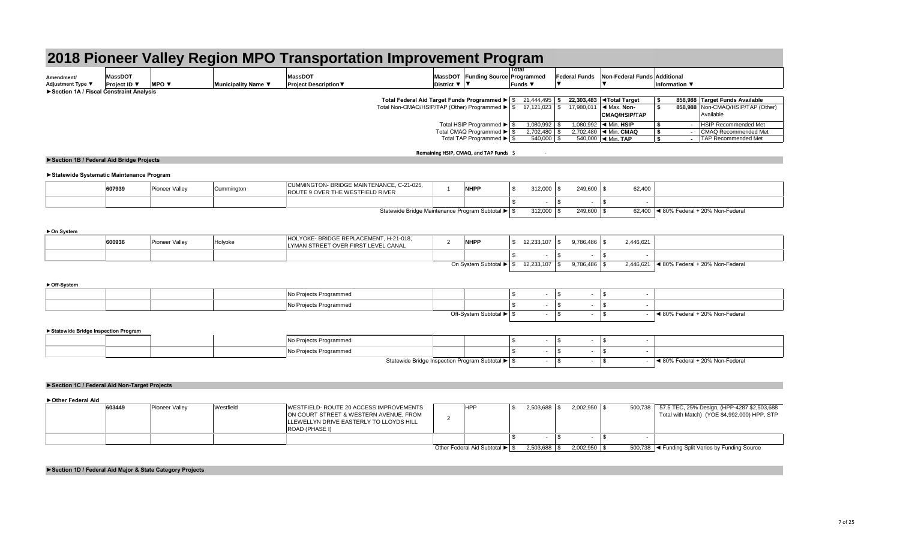# 2018 Pioneer Valley Region MPO Transportation Improvement Program

| Amendment/ Adjustment Type ▼ | MassDOT Project ID ▼ | MPO ▼ | Municipality Name ▼ | MassDOT Project Description▼ | MassDOT District ▼ | Funding Source ▼ | Total Programmed Funds ▼ | Federal Funds ▼ | Non-Federal Funds ▼ | Additional Information ▼ |
|---|---|---|---|---|---|---|---|---|---|---|

**►Section 1A / Fiscal Constraint Analysis**

| | Programmed | | | Available | |
|---|---|---|---|---|---|
| Total Federal Aid Target Funds Programmed ► | $ 21,444,495 | $ 22,303,483 | ◄Total Target | $ 858,988 | Target Funds Available |
| Total Non-CMAQ/HSIP/TAP (Other) Programmed ► | $ 17,121,023 | $ 17,980,011 | ◄ Max. Non-CMAQ/HSIP/TAP | $ 858,988 | Non-CMAQ/HSIP/TAP (Other) Available |
| Total HSIP Programmed ► | $ 1,080,992 | $ 1,080,992 | ◄ Min. HSIP | $ - | HSIP Recommended Met |
| Total CMAQ Programmed ► | $ 2,702,480 | $ 2,702,480 | ◄ Min. CMAQ | $ - | CMAQ Recommended Met |
| Total TAP Programmed ► | $ 540,000 | $ 540,000 | ◄ Min. TAP | $ - | TAP Recommended Met |

Remaining HSIP, CMAQ, and TAP Funds $ -

**►Section 1B / Federal Aid Bridge Projects**

**►Statewide Systematic Maintenance Program**

| Amendment/ Adjustment Type | MassDOT Project ID | MPO | Municipality Name | MassDOT Project Description | MassDOT District | Funding Source | Total Programmed Funds | Federal Funds | Non-Federal Funds | Additional Information |
|---|---|---|---|---|---|---|---|---|---|---|
| | 607939 | Pioneer Valley | Cummington | CUMMINGTON- BRIDGE MAINTENANCE, C-21-025, ROUTE 9 OVER THE WESTFIELD RIVER | 1 | NHPP | $ 312,000 | $ 249,600 | $ 62,400 | |
| | | | | | | | $ - | $ - | $ - | |
| | | | | Statewide Bridge Maintenance Program Subtotal ► | | | $ 312,000 | $ 249,600 | $ 62,400 | ◄ 80% Federal + 20% Non-Federal |

**►On System**

| Amendment/ Adjustment Type | MassDOT Project ID | MPO | Municipality Name | MassDOT Project Description | MassDOT District | Funding Source | Total Programmed Funds | Federal Funds | Non-Federal Funds | Additional Information |
|---|---|---|---|---|---|---|---|---|---|---|
| | 600936 | Pioneer Valley | Holyoke | HOLYOKE- BRIDGE REPLACEMENT, H-21-018, LYMAN STREET OVER FIRST LEVEL CANAL | 2 | NHPP | $ 12,233,107 | $ 9,786,486 | $ 2,446,621 | |
| | | | | | | | $ - | $ - | $ - | |
| | | | | On System Subtotal ► | | | $ 12,233,107 | $ 9,786,486 | $ 2,446,621 | ◄ 80% Federal + 20% Non-Federal |

**►Off-System**

| Amendment/ Adjustment Type | MassDOT Project ID | MPO | Municipality Name | MassDOT Project Description | MassDOT District | Funding Source | Total Programmed Funds | Federal Funds | Non-Federal Funds | Additional Information |
|---|---|---|---|---|---|---|---|---|---|---|
| | | | | No Projects Programmed | | | $ - | $ - | $ - | |
| | | | | No Projects Programmed | | | $ - | $ - | $ - | |
| | | | | Off-System Subtotal ► | | | $ - | $ - | $ - | ◄ 80% Federal + 20% Non-Federal |

**►Statewide Bridge Inspection Program**

| Amendment/ Adjustment Type | MassDOT Project ID | MPO | Municipality Name | MassDOT Project Description | MassDOT District | Funding Source | Total Programmed Funds | Federal Funds | Non-Federal Funds | Additional Information |
|---|---|---|---|---|---|---|---|---|---|---|
| | | | | No Projects Programmed | | | $ - | $ - | $ - | |
| | | | | No Projects Programmed | | | $ - | $ - | $ - | |
| | | | | Statewide Bridge Inspection Program Subtotal ► | | | $ - | $ - | $ - | ◄ 80% Federal + 20% Non-Federal |

**►Section 1C / Federal Aid Non-Target Projects**

**►Other Federal Aid**

| Amendment/ Adjustment Type | MassDOT Project ID | MPO | Municipality Name | MassDOT Project Description | MassDOT District | Funding Source | Total Programmed Funds | Federal Funds | Non-Federal Funds | Additional Information |
|---|---|---|---|---|---|---|---|---|---|---|
| | 603449 | Pioneer Valley | Westfield | WESTFIELD- ROUTE 20 ACCESS IMPROVEMENTS ON COURT STREET & WESTERN AVENUE, FROM LLEWELLYN DRIVE EASTERLY TO LLOYDS HILL ROAD (PHASE I) | 2 | HPP | $ 2,503,688 | $ 2,002,950 | $ 500,738 | 57.5 TEC, 25% Design, (HPP-4287 $2,503,688 Total with Match) (YOE $4,992,000) HPP, STP |
| | | | | | | | $ - | $ - | $ - | |
| | | | | Other Federal Aid Subtotal ► | | | $ 2,503,688 | $ 2,002,950 | $ 500,738 | ◄ Funding Split Varies by Funding Source |

**►Section 1D / Federal Aid Major & State Category Projects**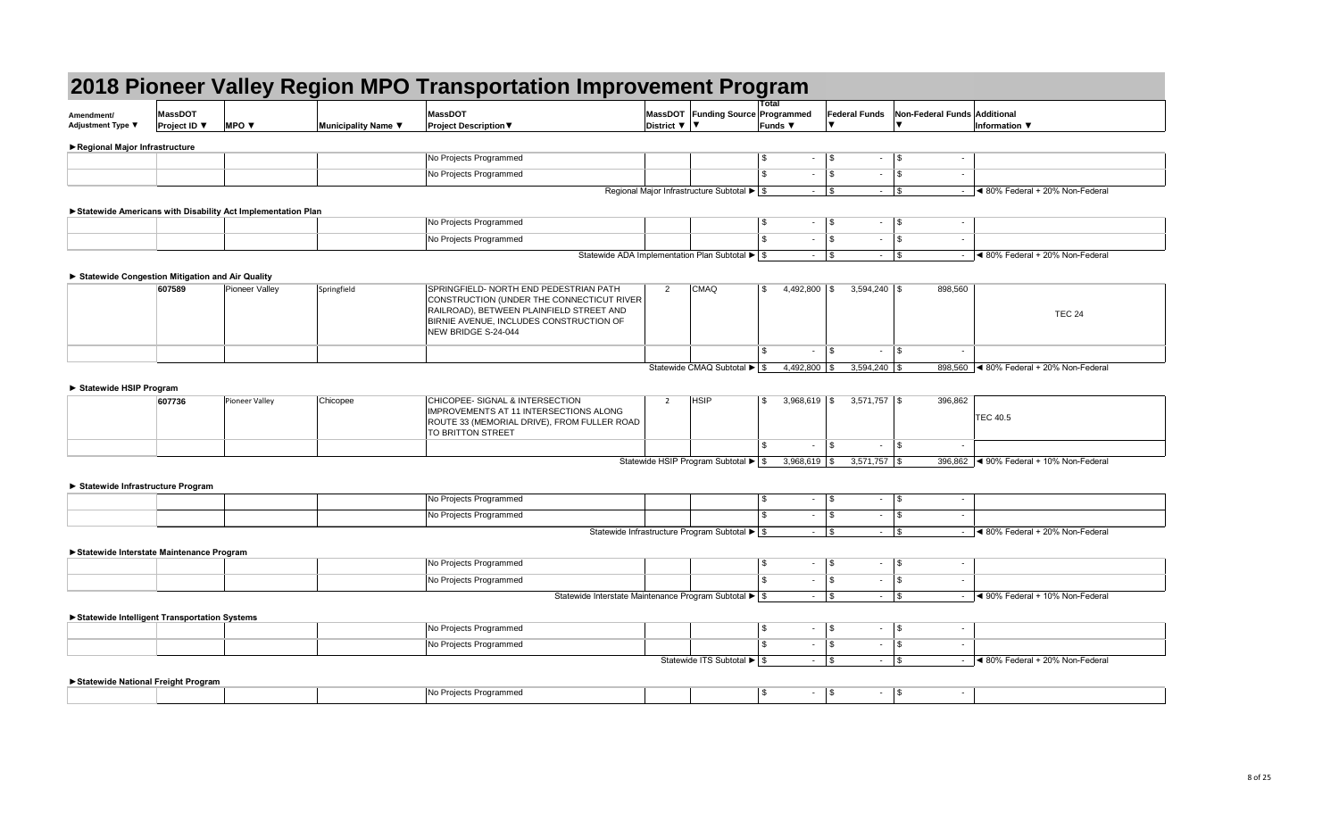# 2018 Pioneer Valley Region MPO Transportation Improvement Program

| Amendment/ Adjustment Type ▼ | MassDOT Project ID ▼ | MPO ▼ | Municipality Name ▼ | MassDOT Project Description▼ | MassDOT District ▼ | Funding Source ▼ | Total Programmed Funds ▼ | Federal Funds ▼ | Non-Federal Funds ▼ | Additional Information ▼ |
|---|---|---|---|---|---|---|---|---|---|---|
| **►Regional Major Infrastructure** | | | | | | | | | | |
| | | | | No Projects Programmed | | | $ - | $ - | $ - | |
| | | | | No Projects Programmed | | | $ - | $ - | $ - | |
| | | | | | | Regional Major Infrastructure Subtotal ► | $ - | $ - | $ - | ◄ 80% Federal + 20% Non-Federal |
| **►Statewide Americans with Disability Act Implementation Plan** | | | | | | | | | | |
| | | | | No Projects Programmed | | | $ - | $ - | $ - | |
| | | | | No Projects Programmed | | | $ - | $ - | $ - | |
| | | | | | | Statewide ADA Implementation Plan Subtotal ► | $ - | $ - | $ - | ◄ 80% Federal + 20% Non-Federal |
| **► Statewide Congestion Mitigation and Air Quality** | | | | | | | | | | |
| | 607589 | Pioneer Valley | Springfield | SPRINGFIELD- NORTH END PEDESTRIAN PATH CONSTRUCTION (UNDER THE CONNECTICUT RIVER RAILROAD), BETWEEN PLAINFIELD STREET AND BIRNIE AVENUE, INCLUDES CONSTRUCTION OF NEW BRIDGE S-24-044 | 2 | CMAQ | $ 4,492,800 | $ 3,594,240 | $ 898,560 | TEC 24 |
| | | | | | | | $ - | $ - | $ - | |
| | | | | | | Statewide CMAQ Subtotal ► | $ 4,492,800 | $ 3,594,240 | $ 898,560 | ◄ 80% Federal + 20% Non-Federal |
| **► Statewide HSIP Program** | | | | | | | | | | |
| | 607736 | Pioneer Valley | Chicopee | CHICOPEE- SIGNAL & INTERSECTION IMPROVEMENTS AT 11 INTERSECTIONS ALONG ROUTE 33 (MEMORIAL DRIVE), FROM FULLER ROAD TO BRITTON STREET | 2 | HSIP | $ 3,968,619 | $ 3,571,757 | $ 396,862 | TEC 40.5 |
| | | | | | | | $ - | $ - | $ - | |
| | | | | | | Statewide HSIP Program Subtotal ► | $ 3,968,619 | $ 3,571,757 | $ 396,862 | ◄ 90% Federal + 10% Non-Federal |
| **► Statewide Infrastructure Program** | | | | | | | | | | |
| | | | | No Projects Programmed | | | $ - | $ - | $ - | |
| | | | | No Projects Programmed | | | $ - | $ - | $ - | |
| | | | | | | Statewide Infrastructure Program Subtotal ► | $ - | $ - | $ - | ◄ 80% Federal + 20% Non-Federal |
| **►Statewide Interstate Maintenance Program** | | | | | | | | | | |
| | | | | No Projects Programmed | | | $ - | $ - | $ - | |
| | | | | No Projects Programmed | | | $ - | $ - | $ - | |
| | | | | | | Statewide Interstate Maintenance Program Subtotal ► | $ - | $ - | $ - | ◄ 90% Federal + 10% Non-Federal |
| **►Statewide Intelligent Transportation Systems** | | | | | | | | | | |
| | | | | No Projects Programmed | | | $ - | $ - | $ - | |
| | | | | No Projects Programmed | | | $ - | $ - | $ - | |
| | | | | | | Statewide ITS Subtotal ► | $ - | $ - | $ - | ◄ 80% Federal + 20% Non-Federal |
| **►Statewide National Freight Program** | | | | | | | | | | |
| | | | | No Projects Programmed | | | $ - | $ - | $ - | |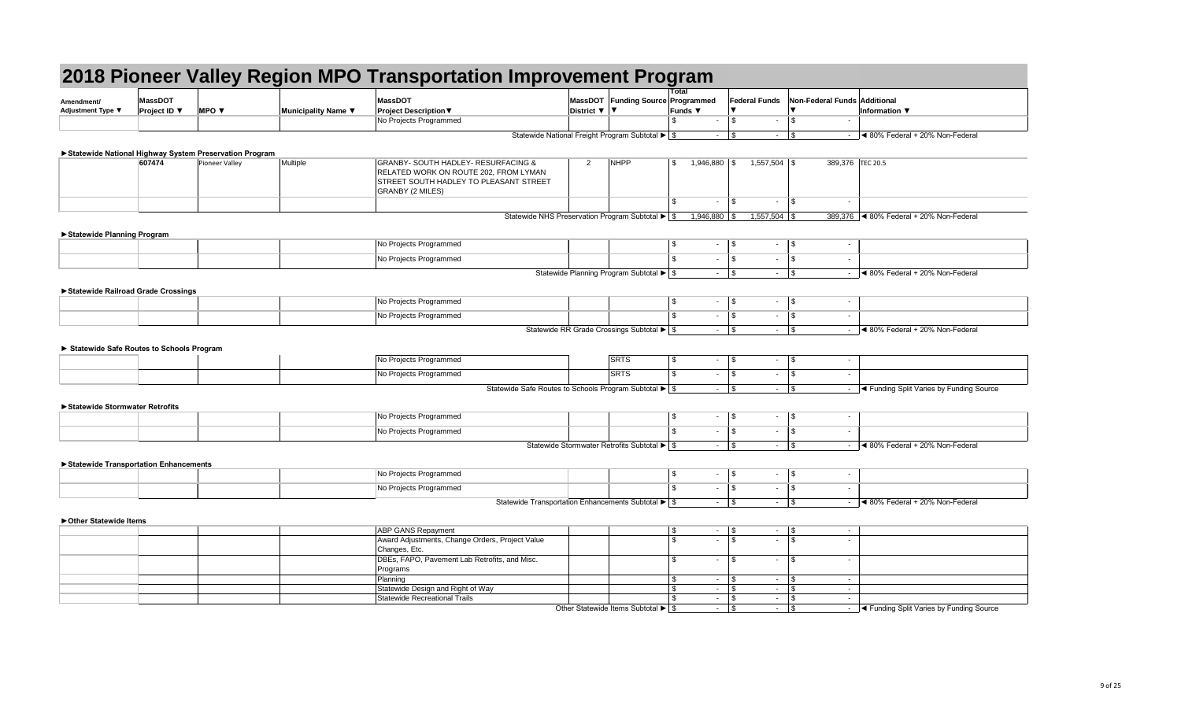# 2018 Pioneer Valley Region MPO Transportation Improvement Program

| Amendment/ Adjustment Type ▼ | MassDOT Project ID ▼ | MPO ▼ | Municipality Name ▼ | MassDOT Project Description▼ | MassDOT District ▼ | Funding Source ▼ | Total Programmed Funds ▼ | Federal Funds ▼ | Non-Federal Funds ▼ | Additional Information ▼ |
|---|---|---|---|---|---|---|---|---|---|---|
| | | | | No Projects Programmed | | | $ - | $ - | $ - | |
| | | | | Statewide National Freight Program Subtotal ► | | | $ - | $ - | $ - | ◄ 80% Federal + 20% Non-Federal |
| **►Statewide National Highway System Preservation Program** | | | | | | | | | | |
| | 607474 | Pioneer Valley | Multiple | GRANBY- SOUTH HADLEY- RESURFACING & RELATED WORK ON ROUTE 202, FROM LYMAN STREET SOUTH HADLEY TO PLEASANT STREET GRANBY (2 MILES) | 2 | NHPP | $ 1,946,880 | $ 1,557,504 | $ 389,376 | TEC 20.5 |
| | | | | | | | $ - | $ - | $ - | |
| | | | | Statewide NHS Preservation Program Subtotal ► | | | $ 1,946,880 | $ 1,557,504 | $ 389,376 | ◄ 80% Federal + 20% Non-Federal |
| **►Statewide Planning Program** | | | | | | | | | | |
| | | | | No Projects Programmed | | | $ - | $ - | $ - | |
| | | | | No Projects Programmed | | | $ - | $ - | $ - | |
| | | | | Statewide Planning Program Subtotal ► | | | $ - | $ - | $ - | ◄ 80% Federal + 20% Non-Federal |
| **►Statewide Railroad Grade Crossings** | | | | | | | | | | |
| | | | | No Projects Programmed | | | $ - | $ - | $ - | |
| | | | | No Projects Programmed | | | $ - | $ - | $ - | |
| | | | | Statewide RR Grade Crossings Subtotal ► | | | $ - | $ - | $ - | ◄ 80% Federal + 20% Non-Federal |
| **► Statewide Safe Routes to Schools Program** | | | | | | | | | | |
| | | | | No Projects Programmed | | SRTS | $ - | $ - | $ - | |
| | | | | No Projects Programmed | | SRTS | $ - | $ - | $ - | |
| | | | | Statewide Safe Routes to Schools Program Subtotal ► | | | $ - | $ - | $ - | ◄ Funding Split Varies by Funding Source |
| **►Statewide Stormwater Retrofits** | | | | | | | | | | |
| | | | | No Projects Programmed | | | $ - | $ - | $ - | |
| | | | | No Projects Programmed | | | $ - | $ - | $ - | |
| | | | | Statewide Stormwater Retrofits Subtotal ► | | | $ - | $ - | $ - | ◄ 80% Federal + 20% Non-Federal |
| **►Statewide Transportation Enhancements** | | | | | | | | | | |
| | | | | No Projects Programmed | | | $ - | $ - | $ - | |
| | | | | No Projects Programmed | | | $ - | $ - | $ - | |
| | | | | Statewide Transportation Enhancements Subtotal ► | | | $ - | $ - | $ - | ◄ 80% Federal + 20% Non-Federal |
| **►Other Statewide Items** | | | | | | | | | | |
| | | | | ABP GANS Repayment | | | $ - | $ - | $ - | |
| | | | | Award Adjustments, Change Orders, Project Value Changes, Etc. | | | $ - | $ - | $ - | |
| | | | | DBEs, FAPO, Pavement Lab Retrofits, and Misc. Programs | | | $ - | $ - | $ - | |
| | | | | Planning | | | $ - | $ - | $ - | |
| | | | | Statewide Design and Right of Way | | | $ - | $ - | $ - | |
| | | | | Statewide Recreational Trails | | | $ - | $ - | $ - | |
| | | | | Other Statewide Items Subtotal ► | | | $ - | $ - | $ - | ◄ Funding Split Varies by Funding Source |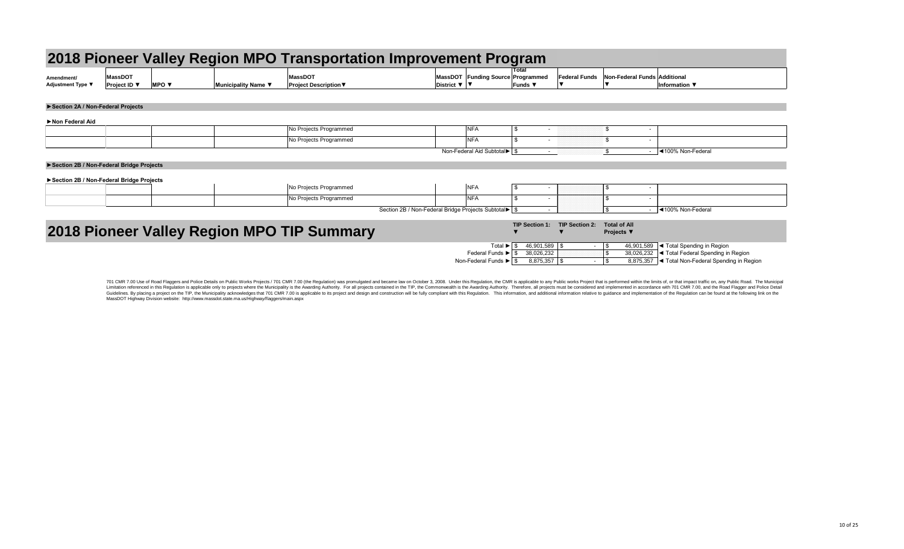# 2018 Pioneer Valley Region MPO Transportation Improvement Program

| Amendment/ Adjustment Type ▼ | MassDOT Project ID ▼ | MPO ▼ | Municipality Name ▼ | MassDOT Project Description▼ | MassDOT District ▼ | Funding Source ▼ | Total Programmed Funds ▼ | Federal Funds ▼ | Non-Federal Funds ▼ | Additional Information ▼ |
|---|---|---|---|---|---|---|---|---|---|---|
| **►Section 2A / Non-Federal Projects** | | | | | | | | | | |
| **►Non Federal Aid** | | | | | | | | | | |
| | | | | No Projects Programmed | | NFA | $ - | | $ - | |
| | | | | No Projects Programmed | | NFA | $ - | | $ - | |
| | | | | | | Non-Federal Aid Subtotal► | $ - | | $ - | ◄100% Non-Federal |
| **►Section 2B / Non-Federal Bridge Projects** | | | | | | | | | | |
| **►Section 2B / Non-Federal Bridge Projects** | | | | | | | | | | |
| | | | | No Projects Programmed | | NFA | $ - | | $ - | |
| | | | | No Projects Programmed | | NFA | $ - | | $ - | |
| | | | | Section 2B / Non-Federal Bridge Projects Subtotal► | | | $ - | | $ - | ◄100% Non-Federal |

# 2018 Pioneer Valley Region MPO TIP Summary

| | TIP Section 1: ▼ | TIP Section 2: ▼ | Total of All Projects ▼ | |
|---|---|---|---|---|
| Total ► | $ 46,901,589 | $ - | $ 46,901,589 | ◄ Total Spending in Region |
| Federal Funds ► | $ 38,026,232 | | $ 38,026,232 | ◄ Total Federal Spending in Region |
| Non-Federal Funds ► | $ 8,875,357 | $ - | $ 8,875,357 | ◄ Total Non-Federal Spending in Region |

701 CMR 7.00 Use of Road Flaggers and Police Details on Public Works Projects / 701 CMR 7.00 (the Regulation) was promulgated and became law on October 3, 2008. Under this Regulation, the CMR is applicable to any Public works Project that is performed within the limits of, or that impact traffic on, any Public Road. The Municipal Limitation referenced in this Regulation is applicable only to projects where the Municipality is the Awarding Authority. For all projects contained in the TIP, the Commonwealth is the Awarding Authority. Therefore, all projects must be considered and implemented in accordance with 701 CMR 7.00, and the Road Flagger and Police Detail Guidelines. By placing a project on the TIP, the Municipality acknowledges that 701 CMR 7.00 is applicable to its project and design and construction will be fully compliant with this Regulation. This information, and additional information relative to guidance and implementation of the Regulation can be found at the following link on the MassDOT Highway Division website: http://www.massdot.state.ma.us/Highway/flaggers/main.aspx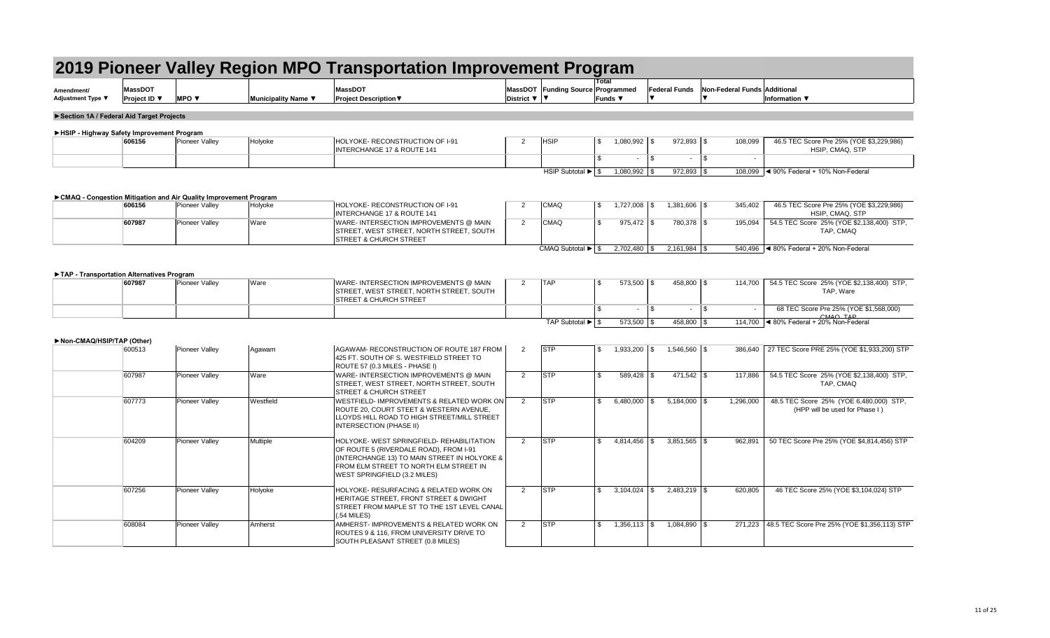# 2019 Pioneer Valley Region MPO Transportation Improvement Program

| Amendment/ Adjustment Type ▼ | MassDOT Project ID ▼ | MPO ▼ | Municipality Name ▼ | MassDOT Project Description▼ | MassDOT District ▼ | Funding Source ▼ | Total Programmed Funds ▼ | Federal Funds ▼ | Non-Federal Funds ▼ | Additional Information ▼ |
|---|---|---|---|---|---|---|---|---|---|---|
| **►Section 1A / Federal Aid Target Projects** | | | | | | | | | | |
| **►HSIP - Highway Safety Improvement Program** | | | | | | | | | | |
| | 606156 | Pioneer Valley | Holyoke | HOLYOKE- RECONSTRUCTION OF I-91 INTERCHANGE 17 & ROUTE 141 | 2 | HSIP | $ 1,080,992 | $ 972,893 | $ 108,099 | 46.5 TEC Score Pre 25% (YOE $3,229,986) HSIP, CMAQ, STP |
| | | | | | | | $ - | $ - | $ - | |
| | | | | | | HSIP Subtotal ► | $ 1,080,992 | $ 972,893 | $ 108,099 | ◄ 90% Federal + 10% Non-Federal |
| **►CMAQ - Congestion Mitigation and Air Quality Improvement Program** | | | | | | | | | | |
| | 606156 | Pioneer Valley | Holyoke | HOLYOKE- RECONSTRUCTION OF I-91 INTERCHANGE 17 & ROUTE 141 | 2 | CMAQ | $ 1,727,008 | $ 1,381,606 | $ 345,402 | 46.5 TEC Score Pre 25% (YOE $3,229,986) HSIP, CMAQ, STP |
| | 607987 | Pioneer Valley | Ware | WARE- INTERSECTION IMPROVEMENTS @ MAIN STREET, WEST STREET, NORTH STREET, SOUTH STREET & CHURCH STREET | 2 | CMAQ | $ 975,472 | $ 780,378 | $ 195,094 | 54.5 TEC Score 25% (YOE $2,138,400) STP, TAP, CMAQ |
| | | | | | | CMAQ Subtotal ► | $ 2,702,480 | $ 2,161,984 | $ 540,496 | ◄ 80% Federal + 20% Non-Federal |
| **►TAP - Transportation Alternatives Program** | | | | | | | | | | |
| | 607987 | Pioneer Valley | Ware | WARE- INTERSECTION IMPROVEMENTS @ MAIN STREET, WEST STREET, NORTH STREET, SOUTH STREET & CHURCH STREET | 2 | TAP | $ 573,500 | $ 458,800 | $ 114,700 | 54.5 TEC Score 25% (YOE $2,138,400) STP, TAP, Ware |
| | | | | | | | $ - | $ - | $ - | 68 TEC Score Pre 25% (YOE $1,568,000) CMAQ, TAP |
| | | | | | | TAP Subtotal ► | $ 573,500 | $ 458,800 | $ 114,700 | ◄ 80% Federal + 20% Non-Federal |
| **►Non-CMAQ/HSIP/TAP (Other)** | | | | | | | | | | |
| | 600513 | Pioneer Valley | Agawam | AGAWAM- RECONSTRUCTION OF ROUTE 187 FROM 425 FT. SOUTH OF S. WESTFIELD STREET TO ROUTE 57 (0.3 MILES - PHASE I) | 2 | STP | $ 1,933,200 | $ 1,546,560 | $ 386,640 | 27 TEC Score PRE 25% (YOE $1,933,200) STP |
| | 607987 | Pioneer Valley | Ware | WARE- INTERSECTION IMPROVEMENTS @ MAIN STREET, WEST STREET, NORTH STREET, SOUTH STREET & CHURCH STREET | 2 | STP | $ 589,428 | $ 471,542 | $ 117,886 | 54.5 TEC Score 25% (YOE $2,138,400) STP, TAP, CMAQ |
| | 607773 | Pioneer Valley | Westfield | WESTFIELD- IMPROVEMENTS & RELATED WORK ON ROUTE 20, COURT STEET & WESTERN AVENUE, LLOYDS HILL ROAD TO HIGH STREET/MILL STREET INTERSECTION (PHASE II) | 2 | STP | $ 6,480,000 | $ 5,184,000 | $ 1,296,000 | 48.5 TEC Score 25% (YOE $6,480,000) STP, (HPP will be used for Phase I ) |
| | 604209 | Pioneer Valley | Multiple | HOLYOKE- WEST SPRINGFIELD- REHABILITATION OF ROUTE 5 (RIVERDALE ROAD), FROM I-91 (INTERCHANGE 13) TO MAIN STREET IN HOLYOKE & FROM ELM STREET TO NORTH ELM STREET IN WEST SPRINGFIELD (3.2 MILES) | 2 | STP | $ 4,814,456 | $ 3,851,565 | $ 962,891 | 50 TEC Score Pre 25% (YOE $4,814,456) STP |
| | 607256 | Pioneer Valley | Holyoke | HOLYOKE- RESURFACING & RELATED WORK ON HERITAGE STREET, FRONT STREET & DWIGHT STREET FROM MAPLE ST TO THE 1ST LEVEL CANAL (.54 MILES) | 2 | STP | $ 3,104,024 | $ 2,483,219 | $ 620,805 | 46 TEC Score 25% (YOE $3,104,024) STP |
| | 608084 | Pioneer Valley | Amherst | AMHERST- IMPROVEMENTS & RELATED WORK ON ROUTES 9 & 116, FROM UNIVERSITY DRIVE TO SOUTH PLEASANT STREET (0.8 MILES) | 2 | STP | $ 1,356,113 | $ 1,084,890 | $ 271,223 | 48.5 TEC Score Pre 25% (YOE $1,356,113) STP |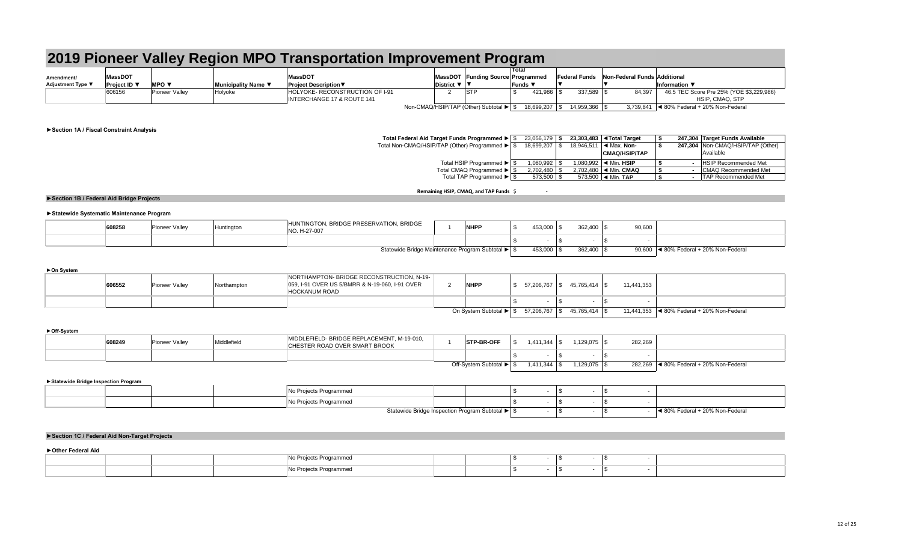# 2019 Pioneer Valley Region MPO Transportation Improvement Program

| Amendment/ Adjustment Type ▼ | MassDOT Project ID ▼ | MPO ▼ | Municipality Name ▼ | MassDOT Project Description ▼ | MassDOT District ▼ | Funding Source ▼ | Total Programmed Funds ▼ | Federal Funds ▼ | Non-Federal Funds ▼ | Additional Information ▼ |
|---|---|---|---|---|---|---|---|---|---|---|
| | 606156 | Pioneer Valley | Holyoke | HOLYOKE- RECONSTRUCTION OF I-91 INTERCHANGE 17 & ROUTE 141 | 2 | STP | $ 421,986 | $ 337,589 | $ 84,397 | 46.5 TEC Score Pre 25% (YOE $3,229,986) HSIP, CMAQ, STP |
| | | | | Non-CMAQ/HSIP/TAP (Other) Subtotal ► | | | $ 18,699,207 | $ 14,959,366 | $ 3,739,841 | ◄ 80% Federal + 20% Non-Federal |

**►Section 1A / Fiscal Constraint Analysis**

| | | | | |
|---|---|---|---|---|
| Total Federal Aid Target Funds Programmed ► | $ 23,056,179 | $ 23,303,483 | ◄Total Target | $ 247,304 Target Funds Available |
| Total Non-CMAQ/HSIP/TAP (Other) Programmed ► | $ 18,699,207 | $ 18,946,511 | ◄ Max. Non-CMAQ/HSIP/TAP | $ 247,304 Non-CMAQ/HSIP/TAP (Other) Available |
| Total HSIP Programmed ► | $ 1,080,992 | $ 1,080,992 | ◄ Min. HSIP | $ - HSIP Recommended Met |
| Total CMAQ Programmed ► | $ 2,702,480 | $ 2,702,480 | ◄ Min. CMAQ | $ - CMAQ Recommended Met |
| Total TAP Programmed ► | $ 573,500 | $ 573,500 | ◄ Min. TAP | $ - TAP Recommended Met |

Remaining HSIP, CMAQ, and TAP Funds $ -

**►Section 1B / Federal Aid Bridge Projects**

**►Statewide Systematic Maintenance Program**

| Amendment/ Adjustment Type | MassDOT Project ID | MPO | Municipality Name | MassDOT Project Description | MassDOT District | Funding Source | Total Programmed Funds | Federal Funds | Non-Federal Funds | Additional Information |
|---|---|---|---|---|---|---|---|---|---|---|
| | 608258 | Pioneer Valley | Huntington | HUNTINGTON, BRIDGE PRESERVATION, BRIDGE NO. H-27-007 | 1 | NHPP | $ 453,000 | $ 362,400 | $ 90,600 | |
| | | | | | | | $ - | $ - | $ - | |
| | | | | Statewide Bridge Maintenance Program Subtotal ► | | | $ 453,000 | $ 362,400 | $ 90,600 | ◄ 80% Federal + 20% Non-Federal |

**►On System**

| Amendment/ Adjustment Type | MassDOT Project ID | MPO | Municipality Name | MassDOT Project Description | MassDOT District | Funding Source | Total Programmed Funds | Federal Funds | Non-Federal Funds | Additional Information |
|---|---|---|---|---|---|---|---|---|---|---|
| | 606552 | Pioneer Valley | Northampton | NORTHAMPTON- BRIDGE RECONSTRUCTION, N-19-059, I-91 OVER US 5/BMRR & N-19-060, I-91 OVER HOCKANUM ROAD | 2 | NHPP | $ 57,206,767 | $ 45,765,414 | $ 11,441,353 | |
| | | | | | | | $ - | $ - | $ - | |
| | | | | On System Subtotal ► | | | $ 57,206,767 | $ 45,765,414 | $ 11,441,353 | ◄ 80% Federal + 20% Non-Federal |

**►Off-System**

| Amendment/ Adjustment Type | MassDOT Project ID | MPO | Municipality Name | MassDOT Project Description | MassDOT District | Funding Source | Total Programmed Funds | Federal Funds | Non-Federal Funds | Additional Information |
|---|---|---|---|---|---|---|---|---|---|---|
| | 608249 | Pioneer Valley | Middlefield | MIDDLEFIELD- BRIDGE REPLACEMENT, M-19-010, CHESTER ROAD OVER SMART BROOK | 1 | STP-BR-OFF | $ 1,411,344 | $ 1,129,075 | $ 282,269 | |
| | | | | | | | $ - | $ - | $ - | |
| | | | | Off-System Subtotal ► | | | $ 1,411,344 | $ 1,129,075 | $ 282,269 | ◄ 80% Federal + 20% Non-Federal |

**►Statewide Bridge Inspection Program**

| Amendment/ Adjustment Type | MassDOT Project ID | MPO | Municipality Name | MassDOT Project Description | MassDOT District | Funding Source | Total Programmed Funds | Federal Funds | Non-Federal Funds | Additional Information |
|---|---|---|---|---|---|---|---|---|---|---|
| | | | | No Projects Programmed | | | $ - | $ - | $ - | |
| | | | | No Projects Programmed | | | $ - | $ - | $ - | |
| | | | | Statewide Bridge Inspection Program Subtotal ► | | | $ - | $ - | $ - | ◄ 80% Federal + 20% Non-Federal |

**►Section 1C / Federal Aid Non-Target Projects**

**►Other Federal Aid**

| Amendment/ Adjustment Type | MassDOT Project ID | MPO | Municipality Name | MassDOT Project Description | MassDOT District | Funding Source | Total Programmed Funds | Federal Funds | Non-Federal Funds | Additional Information |
|---|---|---|---|---|---|---|---|---|---|---|
| | | | | No Projects Programmed | | | $ - | $ - | $ - | |
| | | | | No Projects Programmed | | | $ - | $ - | $ - | |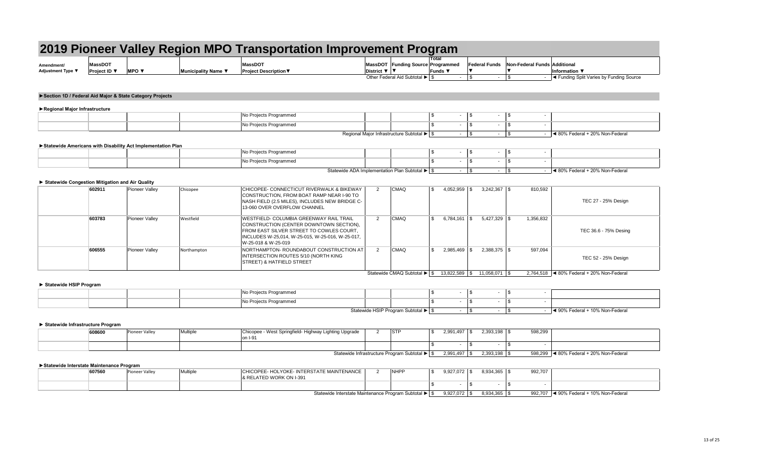# 2019 Pioneer Valley Region MPO Transportation Improvement Program

| Amendment/ Adjustment Type ▼ | MassDOT Project ID ▼ | MPO ▼ | Municipality Name ▼ | MassDOT Project Description▼ | MassDOT District ▼ | Funding Source ▼ | Total Programmed Funds ▼ | Federal Funds ▼ | Non-Federal Funds ▼ | Additional Information ▼ |
|---|---|---|---|---|---|---|---|---|---|---|
| | | | | | Other Federal Aid Subtotal ► | | $ - | $ - | $ - | ◄ Funding Split Varies by Funding Source |

## ►Section 1D / Federal Aid Major & State Category Projects

### ►Regional Major Infrastructure

| Amendment/ Adjustment Type | MassDOT Project ID | MPO | Municipality Name | MassDOT Project Description | MassDOT District | Funding Source | Total Programmed Funds | Federal Funds | Non-Federal Funds | Additional Information |
|---|---|---|---|---|---|---|---|---|---|---|
| | | | | No Projects Programmed | | | $ - | $ - | $ - | |
| | | | | No Projects Programmed | | | $ - | $ - | $ - | |
| | | | | Regional Major Infrastructure Subtotal ► | | | $ - | $ - | $ - | ◄ 80% Federal + 20% Non-Federal |

### ►Statewide Americans with Disability Act Implementation Plan

| Amendment/ Adjustment Type | MassDOT Project ID | MPO | Municipality Name | MassDOT Project Description | MassDOT District | Funding Source | Total Programmed Funds | Federal Funds | Non-Federal Funds | Additional Information |
|---|---|---|---|---|---|---|---|---|---|---|
| | | | | No Projects Programmed | | | $ - | $ - | $ - | |
| | | | | No Projects Programmed | | | $ - | $ - | $ - | |
| | | | | Statewide ADA Implementation Plan Subtotal ► | | | $ - | $ - | $ - | ◄ 80% Federal + 20% Non-Federal |

### ► Statewide Congestion Mitigation and Air Quality

| Amendment/ Adjustment Type | MassDOT Project ID | MPO | Municipality Name | MassDOT Project Description | MassDOT District | Funding Source | Total Programmed Funds | Federal Funds | Non-Federal Funds | Additional Information |
|---|---|---|---|---|---|---|---|---|---|---|
| | 602911 | Pioneer Valley | Chicopee | CHICOPEE- CONNECTICUT RIVERWALK & BIKEWAY CONSTRUCTION, FROM BOAT RAMP NEAR I-90 TO NASH FIELD (2.5 MILES), INCLUDES NEW BRIDGE C-13-060 OVER OVERFLOW CHANNEL | 2 | CMAQ | $ 4,052,959 | $ 3,242,367 | $ 810,592 | TEC 27 - 25% Design |
| | 603783 | Pioneer Valley | Westfield | WESTFIELD- COLUMBIA GREENWAY RAIL TRAIL CONSTRUCTION (CENTER DOWNTOWN SECTION), FROM EAST SILVER STREET TO COWLES COURT, INCLUDES W-25,014, W-25-015, W-25-016, W-25-017, W-25-018 & W-25-019 | 2 | CMAQ | $ 6,784,161 | $ 5,427,329 | $ 1,356,832 | TEC 36.6 - 75% Desing |
| | 606555 | Pioneer Valley | Northampton | NORTHAMPTON- ROUNDABOUT CONSTRUCTION AT INTERSECTION ROUTES 5/10 (NORTH KING STREET) & HATFIELD STREET | 2 | CMAQ | $ 2,985,469 | $ 2,388,375 | $ 597,094 | TEC 52 - 25% Design |
| | | | | | Statewide CMAQ Subtotal ► | | $ 13,822,589 | $ 11,058,071 | $ 2,764,518 | ◄ 80% Federal + 20% Non-Federal |

### ► Statewide HSIP Program

| Amendment/ Adjustment Type | MassDOT Project ID | MPO | Municipality Name | MassDOT Project Description | MassDOT District | Funding Source | Total Programmed Funds | Federal Funds | Non-Federal Funds | Additional Information |
|---|---|---|---|---|---|---|---|---|---|---|
| | | | | No Projects Programmed | | | $ - | $ - | $ - | |
| | | | | No Projects Programmed | | | $ - | $ - | $ - | |
| | | | | Statewide HSIP Program Subtotal ► | | | $ - | $ - | $ - | ◄ 90% Federal + 10% Non-Federal |

### ► Statewide Infrastructure Program

| Amendment/ Adjustment Type | MassDOT Project ID | MPO | Municipality Name | MassDOT Project Description | MassDOT District | Funding Source | Total Programmed Funds | Federal Funds | Non-Federal Funds | Additional Information |
|---|---|---|---|---|---|---|---|---|---|---|
| | 608600 | Pioneer Valley | Multiple | Chicopee - West Springfield- Highway Lighting Upgrade on I-91 | 2 | STP | $ 2,991,497 | $ 2,393,198 | $ 598,299 | |
| | | | | | | | $ - | $ - | $ - | |
| | | | | Statewide Infrastructure Program Subtotal ► | | | $ 2,991,497 | $ 2,393,198 | $ 598,299 | ◄ 80% Federal + 20% Non-Federal |

### ►Statewide Interstate Maintenance Program

| Amendment/ Adjustment Type | MassDOT Project ID | MPO | Municipality Name | MassDOT Project Description | MassDOT District | Funding Source | Total Programmed Funds | Federal Funds | Non-Federal Funds | Additional Information |
|---|---|---|---|---|---|---|---|---|---|---|
| | 607560 | Pioneer Valley | Multiple | CHICOPEE- HOLYOKE- INTERSTATE MAINTENANCE & RELATED WORK ON I-391 | 2 | NHPP | $ 9,927,072 | $ 8,934,365 | $ 992,707 | |
| | | | | | | | $ - | $ - | $ - | |
| | | | | Statewide Interstate Maintenance Program Subtotal ► | | | $ 9,927,072 | $ 8,934,365 | $ 992,707 | ◄ 90% Federal + 10% Non-Federal |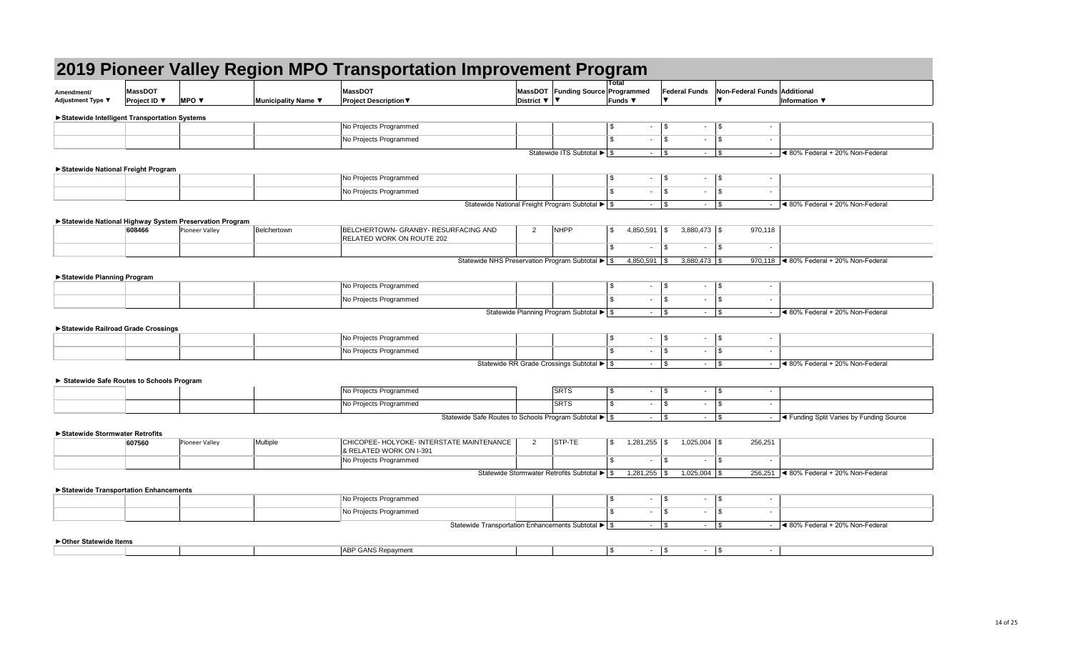# 2019 Pioneer Valley Region MPO Transportation Improvement Program

| Amendment/ Adjustment Type ▼ | MassDOT Project ID ▼ | MPO ▼ | Municipality Name ▼ | MassDOT Project Description▼ | MassDOT District ▼ | Funding Source ▼ | Total Programmed Funds ▼ | Federal Funds ▼ | Non-Federal Funds ▼ | Additional Information ▼ |
|---|---|---|---|---|---|---|---|---|---|---|
| **►Statewide Intelligent Transportation Systems** | | | | | | | | | | |
| | | | | No Projects Programmed | | | $ - | $ - | $ - | |
| | | | | No Projects Programmed | | | $ - | $ - | $ - | |
| | | | | | | Statewide ITS Subtotal ► | $ - | $ - | $ - | ◄ 80% Federal + 20% Non-Federal |
| **►Statewide National Freight Program** | | | | | | | | | | |
| | | | | No Projects Programmed | | | $ - | $ - | $ - | |
| | | | | No Projects Programmed | | | $ - | $ - | $ - | |
| | | | | | | Statewide National Freight Program Subtotal ► | $ - | $ - | $ - | ◄ 80% Federal + 20% Non-Federal |
| **►Statewide National Highway System Preservation Program** | | | | | | | | | | |
| | 608466 | Pioneer Valley | Belchertown | BELCHERTOWN- GRANBY- RESURFACING AND RELATED WORK ON ROUTE 202 | 2 | NHPP | $ 4,850,591 | $ 3,880,473 | $ 970,118 | |
| | | | | | | | $ - | $ - | $ - | |
| | | | | | | Statewide NHS Preservation Program Subtotal ► | $ 4,850,591 | $ 3,880,473 | $ 970,118 | ◄ 80% Federal + 20% Non-Federal |
| **►Statewide Planning Program** | | | | | | | | | | |
| | | | | No Projects Programmed | | | $ - | $ - | $ - | |
| | | | | No Projects Programmed | | | $ - | $ - | $ - | |
| | | | | | | Statewide Planning Program Subtotal ► | $ - | $ - | $ - | ◄ 80% Federal + 20% Non-Federal |
| **►Statewide Railroad Grade Crossings** | | | | | | | | | | |
| | | | | No Projects Programmed | | | $ - | $ - | $ - | |
| | | | | No Projects Programmed | | | $ - | $ - | $ - | |
| | | | | | | Statewide RR Grade Crossings Subtotal ► | $ - | $ - | $ - | ◄ 80% Federal + 20% Non-Federal |
| **► Statewide Safe Routes to Schools Program** | | | | | | | | | | |
| | | | | No Projects Programmed | | SRTS | $ - | $ - | $ - | |
| | | | | No Projects Programmed | | SRTS | $ - | $ - | $ - | |
| | | | | | | Statewide Safe Routes to Schools Program Subtotal ► | $ - | $ - | $ - | ◄ Funding Split Varies by Funding Source |
| **►Statewide Stormwater Retrofits** | | | | | | | | | | |
| | 607560 | Pioneer Valley | Multiple | CHICOPEE- HOLYOKE- INTERSTATE MAINTENANCE & RELATED WORK ON I-391 | 2 | STP-TE | $ 1,281,255 | $ 1,025,004 | $ 256,251 | |
| | | | | No Projects Programmed | | | $ - | $ - | $ - | |
| | | | | | | Statewide Stormwater Retrofits Subtotal ► | $ 1,281,255 | $ 1,025,004 | $ 256,251 | ◄ 80% Federal + 20% Non-Federal |
| **►Statewide Transportation Enhancements** | | | | | | | | | | |
| | | | | No Projects Programmed | | | $ - | $ - | $ - | |
| | | | | No Projects Programmed | | | $ - | $ - | $ - | |
| | | | | | | Statewide Transportation Enhancements Subtotal ► | $ - | $ - | $ - | ◄ 80% Federal + 20% Non-Federal |
| **►Other Statewide Items** | | | | | | | | | | |
| | | | | ABP GANS Repayment | | | $ - | $ - | $ - | |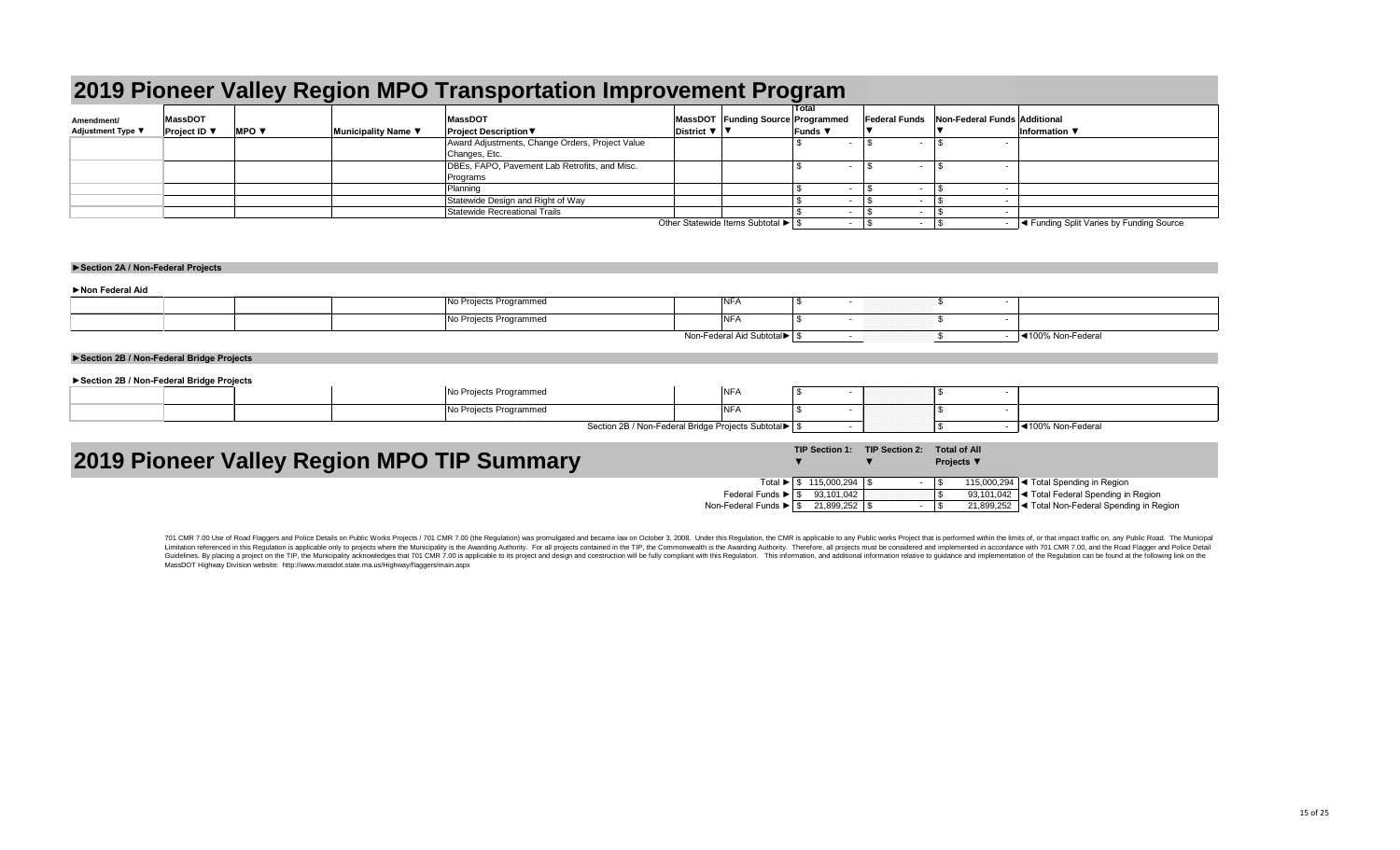# 2019 Pioneer Valley Region MPO Transportation Improvement Program

| Amendment/ Adjustment Type ▼ | MassDOT Project ID ▼ | MPO ▼ | Municipality Name ▼ | MassDOT Project Description▼ | MassDOT District ▼ | Funding Source ▼ | Total Programmed Funds ▼ | Federal Funds ▼ | Non-Federal Funds ▼ | Additional Information ▼ |
|---|---|---|---|---|---|---|---|---|---|---|
| | | | | Award Adjustments, Change Orders, Project Value Changes, Etc. | | | $ - | $ - | $ - | |
| | | | | DBEs, FAPO, Pavement Lab Retrofits, and Misc. Programs | | | $ - | $ - | $ - | |
| | | | | Planning | | | $ - | $ - | $ - | |
| | | | | Statewide Design and Right of Way | | | $ - | $ - | $ - | |
| | | | | Statewide Recreational Trails | | | $ - | $ - | $ - | |
| | | | | | | Other Statewide Items Subtotal ► | $ - | $ - | $ - | ◄ Funding Split Varies by Funding Source |

**►Section 2A / Non-Federal Projects**

**►Non Federal Aid**

| | | | | | | | | | | |
|---|---|---|---|---|---|---|---|---|---|---|
| | | | | No Projects Programmed | | NFA | $ - | | $ - | |
| | | | | No Projects Programmed | | NFA | $ - | | $ - | |
| | | | | | | Non-Federal Aid Subtotal► | $ - | | $ - | ◄100% Non-Federal |

**►Section 2B / Non-Federal Bridge Projects**

**►Section 2B / Non-Federal Bridge Projects**

| | | | | | | | | | | |
|---|---|---|---|---|---|---|---|---|---|---|
| | | | | No Projects Programmed | | NFA | $ - | | $ - | |
| | | | | No Projects Programmed | | NFA | $ - | | $ - | |
| | | | | | | Section 2B / Non-Federal Bridge Projects Subtotal► | $ - | | $ - | ◄100% Non-Federal |

# 2019 Pioneer Valley Region MPO TIP Summary

| | TIP Section 1: ▼ | TIP Section 2: ▼ | Total of All Projects ▼ | |
|---|---|---|---|---|
| Total ► | $ 115,000,294 | $ - | $ 115,000,294 | ◄ Total Spending in Region |
| Federal Funds ► | $ 93,101,042 | | $ 93,101,042 | ◄ Total Federal Spending in Region |
| Non-Federal Funds ► | $ 21,899,252 | $ - | $ 21,899,252 | ◄ Total Non-Federal Spending in Region |

701 CMR 7.00 Use of Road Flaggers and Police Details on Public Works Projects / 701 CMR 7.00 (the Regulation) was promulgated and became law on October 3, 2008. Under this Regulation, the CMR is applicable to any Public works Project that is performed within the limits of, or that impact traffic on, any Public Road. The Municipal Limitation referenced in this Regulation is applicable only to projects where the Municipality is the Awarding Authority. For all projects contained in the TIP, the Commonwealth is the Awarding Authority. Therefore, all projects must be considered and implemented in accordance with 701 CMR 7.00, and the Road Flagger and Police Detail Guidelines. By placing a project on the TIP, the Municipality acknowledges that 701 CMR 7.00 is applicable to its project and design and construction will be fully compliant with this Regulation. This information, and additional information relative to guidance and implementation of the Regulation can be found at the following link on the MassDOT Highway Division website: http://www.massdot.state.ma.us/Highway/flaggers/main.aspx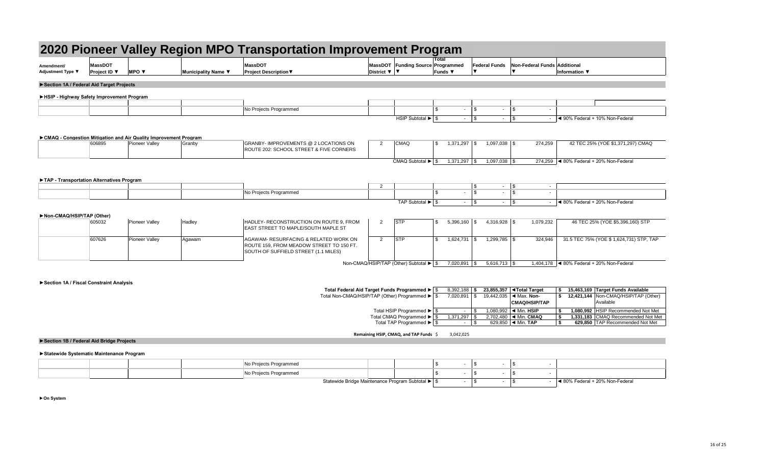# 2020 Pioneer Valley Region MPO Transportation Improvement Program

| Amendment/ Adjustment Type ▼ | MassDOT Project ID ▼ | MPO ▼ | Municipality Name ▼ | MassDOT Project Description▼ | MassDOT District ▼ | Funding Source ▼ | Total Programmed Funds ▼ | Federal Funds ▼ | Non-Federal Funds ▼ | Additional Information ▼ |
|---|---|---|---|---|---|---|---|---|---|---|
| **►Section 1A / Federal Aid Target Projects** | | | | | | | | | | |
| **►HSIP - Highway Safety Improvement Program** | | | | | | | | | | |
| | | | | No Projects Programmed | | | $ - | $ - | $ - | |
| | | | | | | HSIP Subtotal ► | $ - | $ - | $ - | ◄ 90% Federal + 10% Non-Federal |
| **►CMAQ - Congestion Mitigation and Air Quality Improvement Program** | | | | | | | | | | |
| | 606895 | Pioneer Valley | Granby | GRANBY- IMPROVEMENTS @ 2 LOCATIONS ON ROUTE 202: SCHOOL STREET & FIVE CORNERS | 2 | CMAQ | $ 1,371,297 | $ 1,097,038 | $ 274,259 | 42 TEC 25% (YOE $1,371,297) CMAQ |
| | | | | | | CMAQ Subtotal ► | $ 1,371,297 | $ 1,097,038 | $ 274,259 | ◄ 80% Federal + 20% Non-Federal |
| **►TAP - Transportation Alternatives Program** | | | | | | | | | | |
| | | | | | 2 | | | $ - | $ - | |
| | | | | No Projects Programmed | | | $ - | $ - | $ - | |
| | | | | | | TAP Subtotal ► | $ - | $ - | $ - | ◄ 80% Federal + 20% Non-Federal |
| **►Non-CMAQ/HSIP/TAP (Other)** | | | | | | | | | | |
| | 605032 | Pioneer Valley | Hadley | HADLEY- RECONSTRUCTION ON ROUTE 9, FROM EAST STREET TO MAPLE/SOUTH MAPLE ST | 2 | STP | $ 5,396,160 | $ 4,316,928 | $ 1,079,232 | 46 TEC 25% (YOE $5,396,160) STP |
| | 607626 | Pioneer Valley | Agawam | AGAWAM- RESURFACING & RELATED WORK ON ROUTE 159, FROM MEADOW STREET TO 150 FT. SOUTH OF SUFFIELD STREET (1.1 MILES) | 2 | STP | $ 1,624,731 | $ 1,299,785 | $ 324,946 | 31.5 TEC 75% (YOE $ 1,624,731) STP, TAP |
| | | | | | | Non-CMAQ/HSIP/TAP (Other) Subtotal ► | $ 7,020,891 | $ 5,616,713 | $ 1,404,178 | ◄ 80% Federal + 20% Non-Federal |

**►Section 1A / Fiscal Constraint Analysis**

| | Programmed | Target | | Available | |
|---|---|---|---|---|---|
| Total Federal Aid Target Funds Programmed ► | $ 8,392,188 | $ 23,855,357 | ◄Total Target | $ 15,463,169 | Target Funds Available |
| Total Non-CMAQ/HSIP/TAP (Other) Programmed ► | $ 7,020,891 | $ 19,442,035 | ◄ Max. Non-CMAQ/HSIP/TAP | $ 12,421,144 | Non-CMAQ/HSIP/TAP (Other) Available |
| Total HSIP Programmed ► | $ - | $ 1,080,992 | ◄ Min. HSIP | $ 1,080,992 | HSIP Recommended Not Met |
| Total CMAQ Programmed ► | $ 1,371,297 | $ 2,702,480 | ◄ Min. CMAQ | $ 1,331,183 | CMAQ Recommended Not Met |
| Total TAP Programmed ► | $ - | $ 629,850 | ◄ Min. TAP | $ 629,850 | TAP Recommended Not Met |

**Remaining HSIP, CMAQ, and TAP Funds** $ 3,042,025

| Amendment/ Adjustment Type ▼ | MassDOT Project ID ▼ | MPO ▼ | Municipality Name ▼ | MassDOT Project Description▼ | MassDOT District ▼ | Funding Source ▼ | Total Programmed Funds ▼ | Federal Funds ▼ | Non-Federal Funds ▼ | Additional Information ▼ |
|---|---|---|---|---|---|---|---|---|---|---|
| **►Section 1B / Federal Aid Bridge Projects** | | | | | | | | | | |
| **►Statewide Systematic Maintenance Program** | | | | | | | | | | |
| | | | | No Projects Programmed | | | $ - | $ - | $ - | |
| | | | | No Projects Programmed | | | $ - | $ - | $ - | |
| | | | | | | Statewide Bridge Maintenance Program Subtotal ► | $ - | $ - | $ - | ◄ 80% Federal + 20% Non-Federal |

**►On System**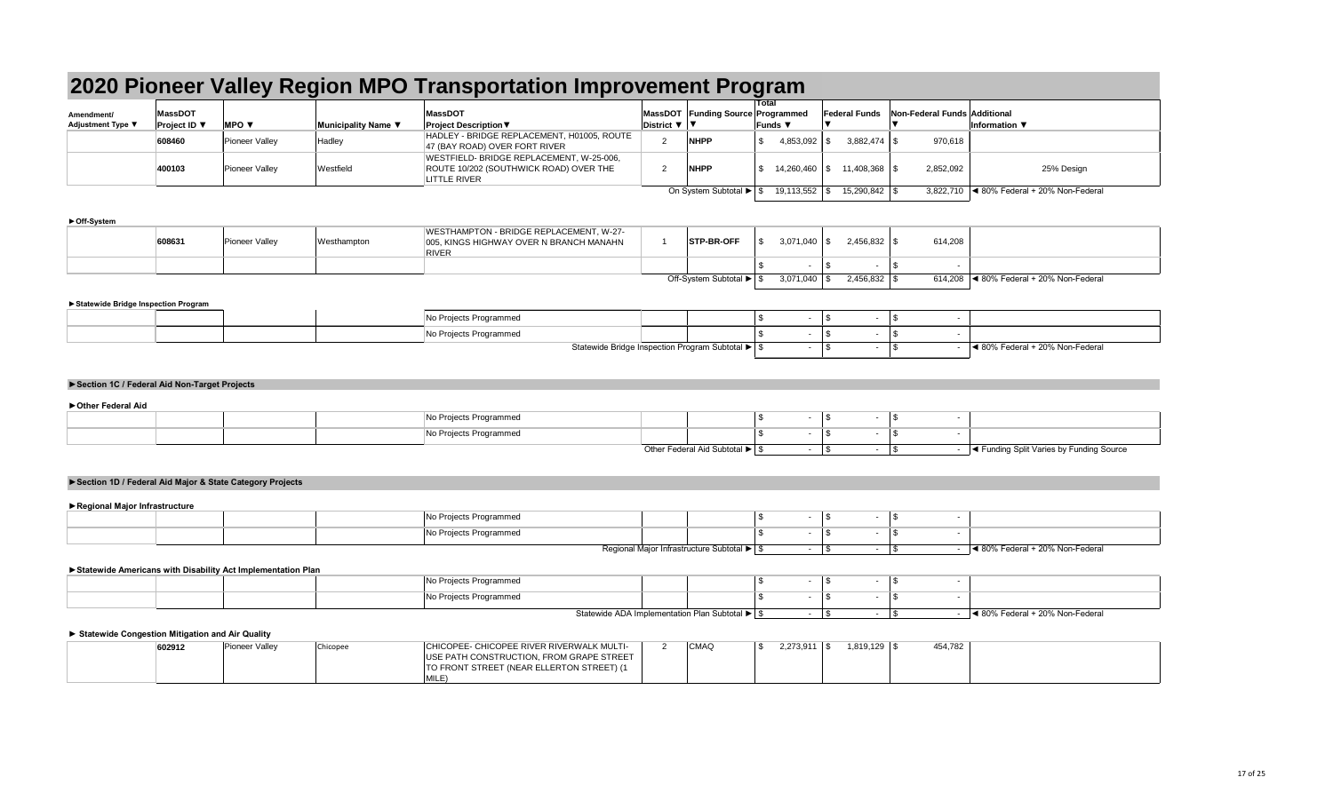# 2020 Pioneer Valley Region MPO Transportation Improvement Program

| Amendment/ Adjustment Type ▼ | MassDOT Project ID ▼ | MPO ▼ | Municipality Name ▼ | MassDOT Project Description▼ | MassDOT District ▼ | Funding Source ▼ | Total Programmed Funds ▼ | Federal Funds ▼ | Non-Federal Funds ▼ | Additional Information ▼ |
|---|---|---|---|---|---|---|---|---|---|---|
| | 608460 | Pioneer Valley | Hadley | HADLEY - BRIDGE REPLACEMENT, H01005, ROUTE 47 (BAY ROAD) OVER FORT RIVER | 2 | NHPP | $ 4,853,092 | $ 3,882,474 | $ 970,618 | |
| | 400103 | Pioneer Valley | Westfield | WESTFIELD- BRIDGE REPLACEMENT, W-25-006, ROUTE 10/202 (SOUTHWICK ROAD) OVER THE LITTLE RIVER | 2 | NHPP | $ 14,260,460 | $ 11,408,368 | $ 2,852,092 | 25% Design |
| | | | | | | On System Subtotal ► | $ 19,113,552 | $ 15,290,842 | $ 3,822,710 | ◄ 80% Federal + 20% Non-Federal |

### ►Off-System

| Amendment/ Adjustment Type | MassDOT Project ID | MPO | Municipality Name | MassDOT Project Description | MassDOT District | Funding Source | Total Programmed Funds | Federal Funds | Non-Federal Funds | Additional Information |
|---|---|---|---|---|---|---|---|---|---|---|
| | 608631 | Pioneer Valley | Westhampton | WESTHAMPTON - BRIDGE REPLACEMENT, W-27-005, KINGS HIGHWAY OVER N BRANCH MANAHN RIVER | 1 | STP-BR-OFF | $ 3,071,040 | $ 2,456,832 | $ 614,208 | |
| | | | | | | | $ - | $ - | $ - | |
| | | | | | | Off-System Subtotal ► | $ 3,071,040 | $ 2,456,832 | $ 614,208 | ◄ 80% Federal + 20% Non-Federal |

### ►Statewide Bridge Inspection Program

| Amendment/ Adjustment Type | MassDOT Project ID | MPO | Municipality Name | MassDOT Project Description | MassDOT District | Funding Source | Total Programmed Funds | Federal Funds | Non-Federal Funds | Additional Information |
|---|---|---|---|---|---|---|---|---|---|---|
| | | | | No Projects Programmed | | | $ - | $ - | $ - | |
| | | | | No Projects Programmed | | | $ - | $ - | $ - | |
| | | | | Statewide Bridge Inspection Program Subtotal ► | | | $ - | $ - | $ - | ◄ 80% Federal + 20% Non-Federal |

## ►Section 1C / Federal Aid Non-Target Projects

### ►Other Federal Aid

| Amendment/ Adjustment Type | MassDOT Project ID | MPO | Municipality Name | MassDOT Project Description | MassDOT District | Funding Source | Total Programmed Funds | Federal Funds | Non-Federal Funds | Additional Information |
|---|---|---|---|---|---|---|---|---|---|---|
| | | | | No Projects Programmed | | | $ - | $ - | $ - | |
| | | | | No Projects Programmed | | | $ - | $ - | $ - | |
| | | | | | | Other Federal Aid Subtotal ► | $ - | $ - | $ - | ◄ Funding Split Varies by Funding Source |

## ►Section 1D / Federal Aid Major & State Category Projects

### ►Regional Major Infrastructure

| Amendment/ Adjustment Type | MassDOT Project ID | MPO | Municipality Name | MassDOT Project Description | MassDOT District | Funding Source | Total Programmed Funds | Federal Funds | Non-Federal Funds | Additional Information |
|---|---|---|---|---|---|---|---|---|---|---|
| | | | | No Projects Programmed | | | $ - | $ - | $ - | |
| | | | | No Projects Programmed | | | $ - | $ - | $ - | |
| | | | | Regional Major Infrastructure Subtotal ► | | | $ - | $ - | $ - | ◄ 80% Federal + 20% Non-Federal |

### ►Statewide Americans with Disability Act Implementation Plan

| Amendment/ Adjustment Type | MassDOT Project ID | MPO | Municipality Name | MassDOT Project Description | MassDOT District | Funding Source | Total Programmed Funds | Federal Funds | Non-Federal Funds | Additional Information |
|---|---|---|---|---|---|---|---|---|---|---|
| | | | | No Projects Programmed | | | $ - | $ - | $ - | |
| | | | | No Projects Programmed | | | $ - | $ - | $ - | |
| | | | | Statewide ADA Implementation Plan Subtotal ► | | | $ - | $ - | $ - | ◄ 80% Federal + 20% Non-Federal |

### ► Statewide Congestion Mitigation and Air Quality

| Amendment/ Adjustment Type | MassDOT Project ID | MPO | Municipality Name | MassDOT Project Description | MassDOT District | Funding Source | Total Programmed Funds | Federal Funds | Non-Federal Funds | Additional Information |
|---|---|---|---|---|---|---|---|---|---|---|
| | 602912 | Pioneer Valley | Chicopee | CHICOPEE- CHICOPEE RIVER RIVERWALK MULTI-USE PATH CONSTRUCTION, FROM GRAPE STREET TO FRONT STREET (NEAR ELLERTON STREET) (1 MILE) | 2 | CMAQ | $ 2,273,911 | $ 1,819,129 | $ 454,782 | |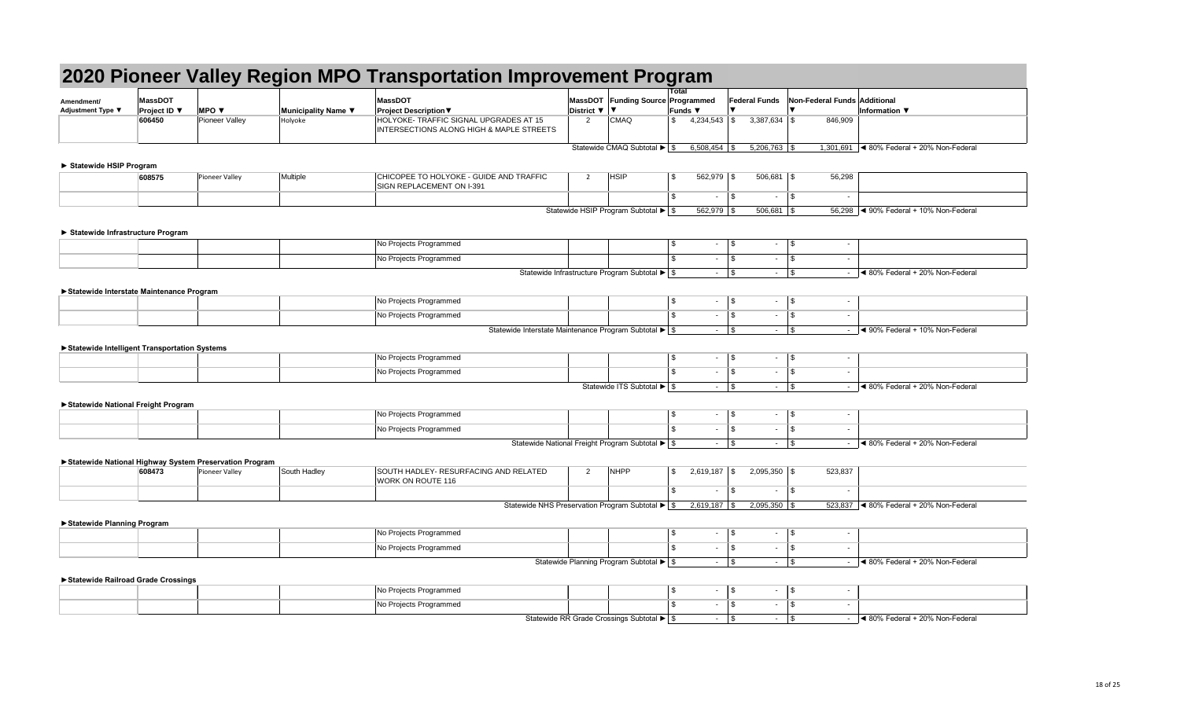# 2020 Pioneer Valley Region MPO Transportation Improvement Program

| Amendment/ Adjustment Type ▼ | MassDOT Project ID ▼ | MPO ▼ | Municipality Name ▼ | MassDOT Project Description▼ | MassDOT District ▼ | Funding Source ▼ | Total Programmed Funds ▼ | Federal Funds ▼ | Non-Federal Funds ▼ | Additional Information ▼ |
|---|---|---|---|---|---|---|---|---|---|---|
| | 606450 | Pioneer Valley | Holyoke | HOLYOKE- TRAFFIC SIGNAL UPGRADES AT 15 INTERSECTIONS ALONG HIGH & MAPLE STREETS | 2 | CMAQ | $ 4,234,543 | $ 3,387,634 | $ 846,909 | |
| | | | | | | Statewide CMAQ Subtotal ► | $ 6,508,454 | $ 5,206,763 | $ 1,301,691 | ◄ 80% Federal + 20% Non-Federal |
| **► Statewide HSIP Program** | | | | | | | | | | |
| | 608575 | Pioneer Valley | Multiple | CHICOPEE TO HOLYOKE - GUIDE AND TRAFFIC SIGN REPLACEMENT ON I-391 | 2 | HSIP | $ 562,979 | $ 506,681 | $ 56,298 | |
| | | | | | | | $ - | $ - | $ - | |
| | | | | | | Statewide HSIP Program Subtotal ► | $ 562,979 | $ 506,681 | $ 56,298 | ◄ 90% Federal + 10% Non-Federal |
| **► Statewide Infrastructure Program** | | | | | | | | | | |
| | | | | No Projects Programmed | | | $ - | $ - | $ - | |
| | | | | No Projects Programmed | | | $ - | $ - | $ - | |
| | | | | | | Statewide Infrastructure Program Subtotal ► | $ - | $ - | $ - | ◄ 80% Federal + 20% Non-Federal |
| **►Statewide Interstate Maintenance Program** | | | | | | | | | | |
| | | | | No Projects Programmed | | | $ - | $ - | $ - | |
| | | | | No Projects Programmed | | | $ - | $ - | $ - | |
| | | | | | | Statewide Interstate Maintenance Program Subtotal ► | $ - | $ - | $ - | ◄ 90% Federal + 10% Non-Federal |
| **►Statewide Intelligent Transportation Systems** | | | | | | | | | | |
| | | | | No Projects Programmed | | | $ - | $ - | $ - | |
| | | | | No Projects Programmed | | | $ - | $ - | $ - | |
| | | | | | | Statewide ITS Subtotal ► | $ - | $ - | $ - | ◄ 80% Federal + 20% Non-Federal |
| **►Statewide National Freight Program** | | | | | | | | | | |
| | | | | No Projects Programmed | | | $ - | $ - | $ - | |
| | | | | No Projects Programmed | | | $ - | $ - | $ - | |
| | | | | | | Statewide National Freight Program Subtotal ► | $ - | $ - | $ - | ◄ 80% Federal + 20% Non-Federal |
| **►Statewide National Highway System Preservation Program** | | | | | | | | | | |
| | 608473 | Pioneer Valley | South Hadley | SOUTH HADLEY- RESURFACING AND RELATED WORK ON ROUTE 116 | 2 | NHPP | $ 2,619,187 | $ 2,095,350 | $ 523,837 | |
| | | | | | | | $ - | $ - | $ - | |
| | | | | | | Statewide NHS Preservation Program Subtotal ► | $ 2,619,187 | $ 2,095,350 | $ 523,837 | ◄ 80% Federal + 20% Non-Federal |
| **►Statewide Planning Program** | | | | | | | | | | |
| | | | | No Projects Programmed | | | $ - | $ - | $ - | |
| | | | | No Projects Programmed | | | $ - | $ - | $ - | |
| | | | | | | Statewide Planning Program Subtotal ► | $ - | $ - | $ - | ◄ 80% Federal + 20% Non-Federal |
| **►Statewide Railroad Grade Crossings** | | | | | | | | | | |
| | | | | No Projects Programmed | | | $ - | $ - | $ - | |
| | | | | No Projects Programmed | | | $ - | $ - | $ - | |
| | | | | | | Statewide RR Grade Crossings Subtotal ► | $ - | $ - | $ - | ◄ 80% Federal + 20% Non-Federal |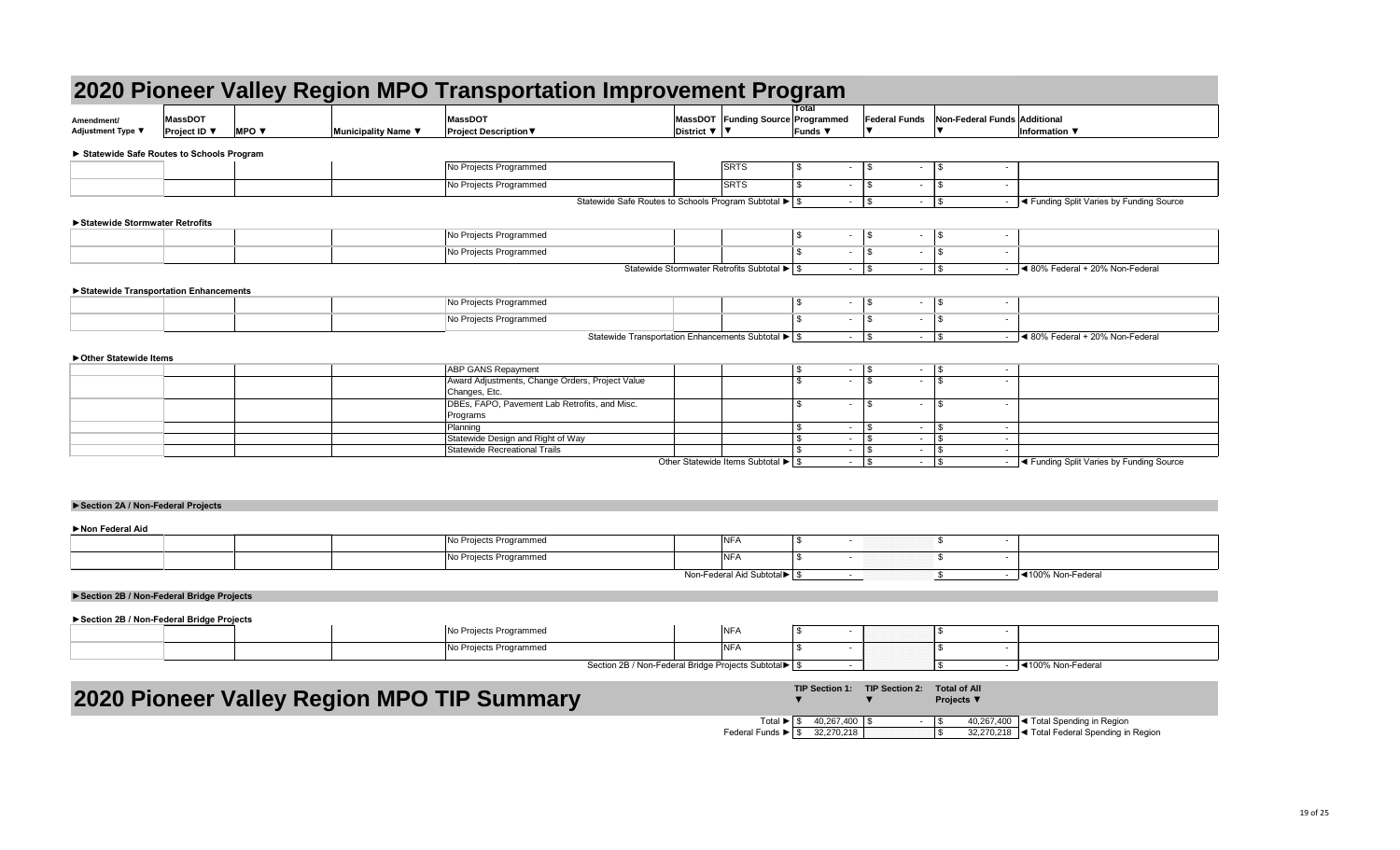# 2020 Pioneer Valley Region MPO Transportation Improvement Program

| Amendment/ Adjustment Type ▼ | MassDOT Project ID ▼ | MPO ▼ | Municipality Name ▼ | MassDOT Project Description▼ | MassDOT District ▼ | Funding Source ▼ | Total Programmed Funds ▼ | Federal Funds ▼ | Non-Federal Funds ▼ | Additional Information ▼ |
|---|---|---|---|---|---|---|---|---|---|---|
| **► Statewide Safe Routes to Schools Program** | | | | | | | | | | |
| | | | | No Projects Programmed | | SRTS | $ - | $ - | $ - | |
| | | | | No Projects Programmed | | SRTS | $ - | $ - | $ - | |
| | | | | Statewide Safe Routes to Schools Program Subtotal ► | | | $ - | $ - | $ - | ◄ Funding Split Varies by Funding Source |
| **►Statewide Stormwater Retrofits** | | | | | | | | | | |
| | | | | No Projects Programmed | | | $ - | $ - | $ - | |
| | | | | No Projects Programmed | | | $ - | $ - | $ - | |
| | | | | Statewide Stormwater Retrofits Subtotal ► | | | $ - | $ - | $ - | ◄ 80% Federal + 20% Non-Federal |
| **►Statewide Transportation Enhancements** | | | | | | | | | | |
| | | | | No Projects Programmed | | | $ - | $ - | $ - | |
| | | | | No Projects Programmed | | | $ - | $ - | $ - | |
| | | | | Statewide Transportation Enhancements Subtotal ► | | | $ - | $ - | $ - | ◄ 80% Federal + 20% Non-Federal |
| **►Other Statewide Items** | | | | | | | | | | |
| | | | | ABP GANS Repayment | | | $ - | $ - | $ - | |
| | | | | Award Adjustments, Change Orders, Project Value Changes, Etc. | | | $ - | $ - | $ - | |
| | | | | DBEs, FAPO, Pavement Lab Retrofits, and Misc. Programs | | | $ - | $ - | $ - | |
| | | | | Planning | | | $ - | $ - | $ - | |
| | | | | Statewide Design and Right of Way | | | $ - | $ - | $ - | |
| | | | | Statewide Recreational Trails | | | $ - | $ - | $ - | |
| | | | | Other Statewide Items Subtotal ► | | | $ - | $ - | $ - | ◄ Funding Split Varies by Funding Source |

**►Section 2A / Non-Federal Projects**

| Amendment/ Adjustment Type ▼ | MassDOT Project ID ▼ | MPO ▼ | Municipality Name ▼ | MassDOT Project Description▼ | MassDOT District ▼ | Funding Source ▼ | Total Programmed Funds ▼ | Federal Funds ▼ | Non-Federal Funds ▼ | Additional Information ▼ |
|---|---|---|---|---|---|---|---|---|---|---|
| **►Non Federal Aid** | | | | | | | | | | |
| | | | | No Projects Programmed | | NFA | $ - | | $ - | |
| | | | | No Projects Programmed | | NFA | $ - | | $ - | |
| | | | | Non-Federal Aid Subtotal► | | | $ - | | $ - | ◄100% Non-Federal |

**►Section 2B / Non-Federal Bridge Projects**

| Amendment/ Adjustment Type ▼ | MassDOT Project ID ▼ | MPO ▼ | Municipality Name ▼ | MassDOT Project Description▼ | MassDOT District ▼ | Funding Source ▼ | Total Programmed Funds ▼ | Federal Funds ▼ | Non-Federal Funds ▼ | Additional Information ▼ |
|---|---|---|---|---|---|---|---|---|---|---|
| **►Section 2B / Non-Federal Bridge Projects** | | | | | | | | | | |
| | | | | No Projects Programmed | | NFA | $ - | | $ - | |
| | | | | No Projects Programmed | | NFA | $ - | | $ - | |
| | | | | Section 2B / Non-Federal Bridge Projects Subtotal► | | | $ - | | $ - | ◄100% Non-Federal |

# 2020 Pioneer Valley Region MPO TIP Summary

| | TIP Section 1: ▼ | TIP Section 2: ▼ | Total of All Projects ▼ | |
|---|---|---|---|---|
| Total ► | $ 40,267,400 | $ - | $ 40,267,400 | ◄ Total Spending in Region |
| Federal Funds ► | $ 32,270,218 | | $ 32,270,218 | ◄ Total Federal Spending in Region |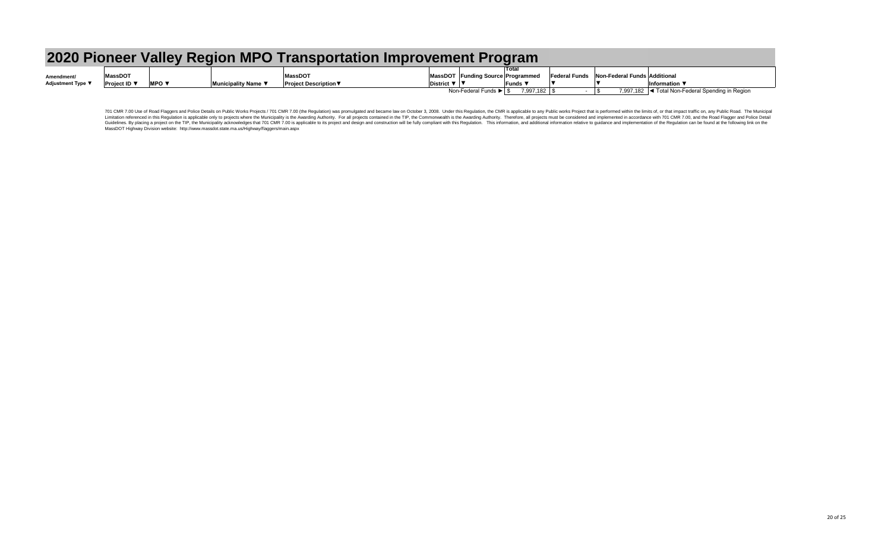# 2020 Pioneer Valley Region MPO Transportation Improvement Program

| Amendment/ Adjustment Type ▼ | MassDOT Project ID ▼ | MPO ▼ | Municipality Name ▼ | MassDOT Project Description▼ | MassDOT District ▼ | Funding Source ▼ | Total Programmed Funds ▼ | Federal Funds ▼ | Non-Federal Funds ▼ | Additional Information ▼ |
|---|---|---|---|---|---|---|---|---|---|---|
| | | | | | | Non-Federal Funds ► | $ 7,997,182 | $ - | $ 7,997,182 | ◄ Total Non-Federal Spending in Region |

701 CMR 7.00 Use of Road Flaggers and Police Details on Public Works Projects / 701 CMR 7.00 (the Regulation) was promulgated and became law on October 3, 2008. Under this Regulation, the CMR is applicable to any Public works Project that is performed within the limits of, or that impact traffic on, any Public Road. The Municipal Limitation referenced in this Regulation is applicable only to projects where the Municipality is the Awarding Authority. For all projects contained in the TIP, the Commonwealth is the Awarding Authority. Therefore, all projects must be considered and implemented in accordance with 701 CMR 7.00, and the Road Flagger and Police Detail Guidelines. By placing a project on the TIP, the Municipality acknowledges that 701 CMR 7.00 is applicable to its project and design and construction will be fully compliant with this Regulation. This information, and additional information relative to guidance and implementation of the Regulation can be found at the following link on the MassDOT Highway Division website: http://www.massdot.state.ma.us/Highway/flaggers/main.aspx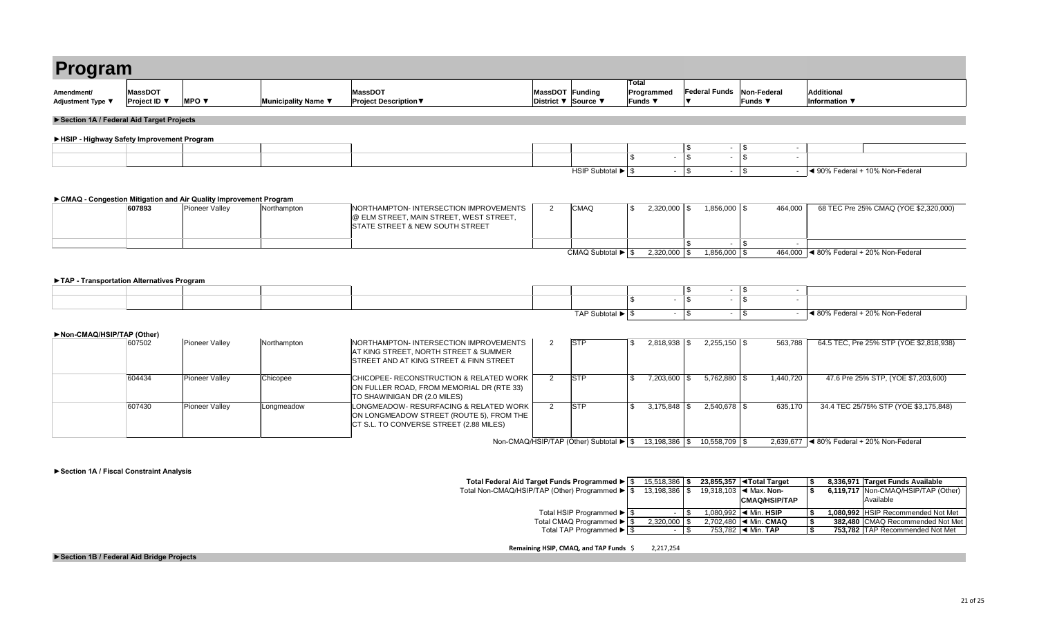# Program

| Amendment/ Adjustment Type ▼ | MassDOT Project ID ▼ | MPO ▼ | Municipality Name ▼ | MassDOT Project Description▼ | MassDOT District ▼ | Funding Source ▼ | Total Programmed Funds ▼ | Federal Funds ▼ | Non-Federal Funds ▼ | Additional Information ▼ |
|---|---|---|---|---|---|---|---|---|---|---|
| **►Section 1A / Federal Aid Target Projects** | | | | | | | | | | |
| **►HSIP - Highway Safety Improvement Program** | | | | | | | | | | |
| | | | | | | | | $ - | $ - | |
| | | | | | | | $ - | $ - | $ - | |
| | | | | | | HSIP Subtotal ► | $ - | $ - | $ - | ◄ 90% Federal + 10% Non-Federal |
| **►CMAQ - Congestion Mitigation and Air Quality Improvement Program** | | | | | | | | | | |
| | 607893 | Pioneer Valley | Northampton | NORTHAMPTON- INTERSECTION IMPROVEMENTS @ ELM STREET, MAIN STREET, WEST STREET, STATE STREET & NEW SOUTH STREET | 2 | CMAQ | $ 2,320,000 | $ 1,856,000 | $ 464,000 | 68 TEC Pre 25% CMAQ (YOE $2,320,000) |
| | | | | | | | | $ - | $ - | |
| | | | | | | CMAQ Subtotal ► | $ 2,320,000 | $ 1,856,000 | $ 464,000 | ◄ 80% Federal + 20% Non-Federal |
| **►TAP - Transportation Alternatives Program** | | | | | | | | | | |
| | | | | | | | | $ - | $ - | |
| | | | | | | | $ - | $ - | $ - | |
| | | | | | | TAP Subtotal ► | $ - | $ - | $ - | ◄ 80% Federal + 20% Non-Federal |
| **►Non-CMAQ/HSIP/TAP (Other)** | | | | | | | | | | |
| | 607502 | Pioneer Valley | Northampton | NORTHAMPTON- INTERSECTION IMPROVEMENTS AT KING STREET, NORTH STREET & SUMMER STREET AND AT KING STREET & FINN STREET | 2 | STP | $ 2,818,938 | $ 2,255,150 | $ 563,788 | 64.5 TEC, Pre 25% STP (YOE $2,818,938) |
| | 604434 | Pioneer Valley | Chicopee | CHICOPEE- RECONSTRUCTION & RELATED WORK ON FULLER ROAD, FROM MEMORIAL DR (RTE 33) TO SHAWINIGAN DR (2.0 MILES) | 2 | STP | $ 7,203,600 | $ 5,762,880 | $ 1,440,720 | 47.6 Pre 25% STP, (YOE $7,203,600) |
| | 607430 | Pioneer Valley | Longmeadow | LONGMEADOW- RESURFACING & RELATED WORK ON LONGMEADOW STREET (ROUTE 5), FROM THE CT S.L. TO CONVERSE STREET (2.88 MILES) | 2 | STP | $ 3,175,848 | $ 2,540,678 | $ 635,170 | 34.4 TEC 25/75% STP (YOE $3,175,848) |
| | | | | | | Non-CMAQ/HSIP/TAP (Other) Subtotal ► | $ 13,198,386 | $ 10,558,709 | $ 2,639,677 | ◄ 80% Federal + 20% Non-Federal |

**►Section 1A / Fiscal Constraint Analysis**

| | | | | | |
|---|---|---|---|---|---|
| Total Federal Aid Target Funds Programmed ► | $ 15,518,386 | **$ 23,855,357** | **◄Total Target** | **$ 8,336,971** | **Target Funds Available** |
| Total Non-CMAQ/HSIP/TAP (Other) Programmed ► | $ 13,198,386 | $ 19,318,103 | ◄ Max. **Non-CMAQ/HSIP/TAP** | **$ 6,119,717** | Non-CMAQ/HSIP/TAP (Other) Available |
| Total HSIP Programmed ► | $ - | $ 1,080,992 | ◄ Min. **HSIP** | **$ 1,080,992** | HSIP Recommended Not Met |
| Total CMAQ Programmed ► | $ 2,320,000 | $ 2,702,480 | ◄ Min. **CMAQ** | **$ 382,480** | CMAQ Recommended Not Met |
| Total TAP Programmed ► | $ - | $ 753,782 | ◄ Min. **TAP** | **$ 753,782** | TAP Recommended Not Met |

**Remaining HSIP, CMAQ, and TAP Funds** $ 2,217,254

**►Section 1B / Federal Aid Bridge Projects**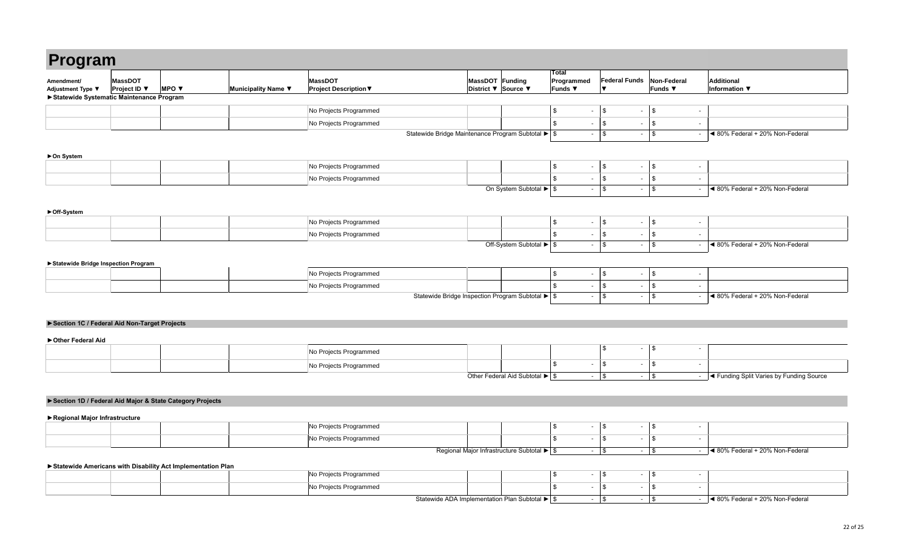# Program

| Amendment/ Adjustment Type ▼ | MassDOT Project ID ▼ | MPO ▼ | Municipality Name ▼ | MassDOT Project Description▼ | MassDOT District ▼ | Funding Source ▼ | Total Programmed Funds ▼ | Federal Funds ▼ | Non-Federal Funds ▼ | Additional Information ▼ |
|---|---|---|---|---|---|---|---|---|---|---|
| **►Statewide Systematic Maintenance Program** | | | | | | | | | | |
| | | | | No Projects Programmed | | | $ - | $ - | $ - | |
| | | | | No Projects Programmed | | | $ - | $ - | $ - | |
| | | | | Statewide Bridge Maintenance Program Subtotal ► | | | $ - | $ - | $ - | ◄ 80% Federal + 20% Non-Federal |
| **►On System** | | | | | | | | | | |
| | | | | No Projects Programmed | | | $ - | $ - | $ - | |
| | | | | No Projects Programmed | | | $ - | $ - | $ - | |
| | | | | On System Subtotal ► | | | $ - | $ - | $ - | ◄ 80% Federal + 20% Non-Federal |
| **►Off-System** | | | | | | | | | | |
| | | | | No Projects Programmed | | | $ - | $ - | $ - | |
| | | | | No Projects Programmed | | | $ - | $ - | $ - | |
| | | | | Off-System Subtotal ► | | | $ - | $ - | $ - | ◄ 80% Federal + 20% Non-Federal |
| **►Statewide Bridge Inspection Program** | | | | | | | | | | |
| | | | | No Projects Programmed | | | $ - | $ - | $ - | |
| | | | | No Projects Programmed | | | $ - | $ - | $ - | |
| | | | | Statewide Bridge Inspection Program Subtotal ► | | | $ - | $ - | $ - | ◄ 80% Federal + 20% Non-Federal |
| **►Section 1C / Federal Aid Non-Target Projects** | | | | | | | | | | |
| **►Other Federal Aid** | | | | | | | | | | |
| | | | | No Projects Programmed | | | | $ - | $ - | |
| | | | | No Projects Programmed | | | $ - | $ - | $ - | |
| | | | | Other Federal Aid Subtotal ► | | | $ - | $ - | $ - | ◄ Funding Split Varies by Funding Source |
| **►Section 1D / Federal Aid Major & State Category Projects** | | | | | | | | | | |
| **►Regional Major Infrastructure** | | | | | | | | | | |
| | | | | No Projects Programmed | | | $ - | $ - | $ - | |
| | | | | No Projects Programmed | | | $ - | $ - | $ - | |
| | | | | Regional Major Infrastructure Subtotal ► | | | $ - | $ - | $ - | ◄ 80% Federal + 20% Non-Federal |
| **►Statewide Americans with Disability Act Implementation Plan** | | | | | | | | | | |
| | | | | No Projects Programmed | | | $ - | $ - | $ - | |
| | | | | No Projects Programmed | | | $ - | $ - | $ - | |
| | | | | Statewide ADA Implementation Plan Subtotal ► | | | $ - | $ - | $ - | ◄ 80% Federal + 20% Non-Federal |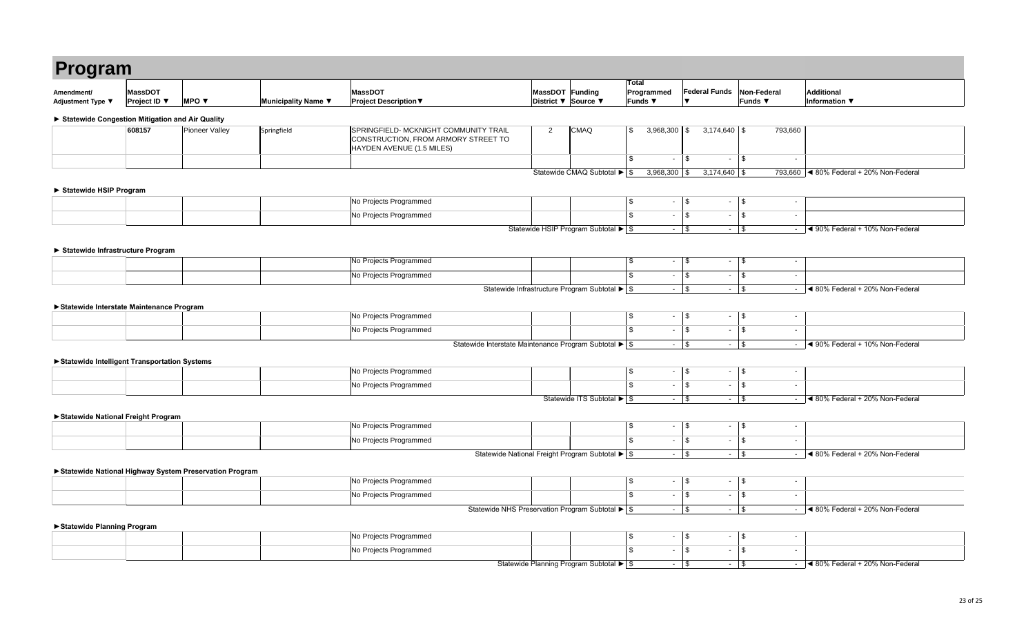# Program

| Amendment/ Adjustment Type ▼ | MassDOT Project ID ▼ | MPO ▼ | Municipality Name ▼ | MassDOT Project Description▼ | MassDOT District ▼ | Funding Source ▼ | Total Programmed Funds ▼ | Federal Funds ▼ | Non-Federal Funds ▼ | Additional Information ▼ |
|---|---|---|---|---|---|---|---|---|---|---|
| **► Statewide Congestion Mitigation and Air Quality** | | | | | | | | | | |
| | 608157 | Pioneer Valley | Springfield | SPRINGFIELD- MCKNIGHT COMMUNITY TRAIL CONSTRUCTION, FROM ARMORY STREET TO HAYDEN AVENUE (1.5 MILES) | 2 | CMAQ | $ 3,968,300 | $ 3,174,640 | $ 793,660 | |
| | | | | | | | $ - | $ - | $ - | |
| | | | | | | Statewide CMAQ Subtotal ► | $ 3,968,300 | $ 3,174,640 | $ 793,660 | ◄ 80% Federal + 20% Non-Federal |
| **► Statewide HSIP Program** | | | | | | | | | | |
| | | | | No Projects Programmed | | | $ - | $ - | $ - | |
| | | | | No Projects Programmed | | | $ - | $ - | $ - | |
| | | | | | | Statewide HSIP Program Subtotal ► | $ - | $ - | $ - | ◄ 90% Federal + 10% Non-Federal |
| **► Statewide Infrastructure Program** | | | | | | | | | | |
| | | | | No Projects Programmed | | | $ - | $ - | $ - | |
| | | | | No Projects Programmed | | | $ - | $ - | $ - | |
| | | | | | | Statewide Infrastructure Program Subtotal ► | $ - | $ - | $ - | ◄ 80% Federal + 20% Non-Federal |
| **►Statewide Interstate Maintenance Program** | | | | | | | | | | |
| | | | | No Projects Programmed | | | $ - | $ - | $ - | |
| | | | | No Projects Programmed | | | $ - | $ - | $ - | |
| | | | | | | Statewide Interstate Maintenance Program Subtotal ► | $ - | $ - | $ - | ◄ 90% Federal + 10% Non-Federal |
| **►Statewide Intelligent Transportation Systems** | | | | | | | | | | |
| | | | | No Projects Programmed | | | $ - | $ - | $ - | |
| | | | | No Projects Programmed | | | $ - | $ - | $ - | |
| | | | | | | Statewide ITS Subtotal ► | $ - | $ - | $ - | ◄ 80% Federal + 20% Non-Federal |
| **►Statewide National Freight Program** | | | | | | | | | | |
| | | | | No Projects Programmed | | | $ - | $ - | $ - | |
| | | | | No Projects Programmed | | | $ - | $ - | $ - | |
| | | | | | | Statewide National Freight Program Subtotal ► | $ - | $ - | $ - | ◄ 80% Federal + 20% Non-Federal |
| **►Statewide National Highway System Preservation Program** | | | | | | | | | | |
| | | | | No Projects Programmed | | | $ - | $ - | $ - | |
| | | | | No Projects Programmed | | | $ - | $ - | $ - | |
| | | | | | | Statewide NHS Preservation Program Subtotal ► | $ - | $ - | $ - | ◄ 80% Federal + 20% Non-Federal |
| **►Statewide Planning Program** | | | | | | | | | | |
| | | | | No Projects Programmed | | | $ - | $ - | $ - | |
| | | | | No Projects Programmed | | | $ - | $ - | $ - | |
| | | | | | | Statewide Planning Program Subtotal ► | $ - | $ - | $ - | ◄ 80% Federal + 20% Non-Federal |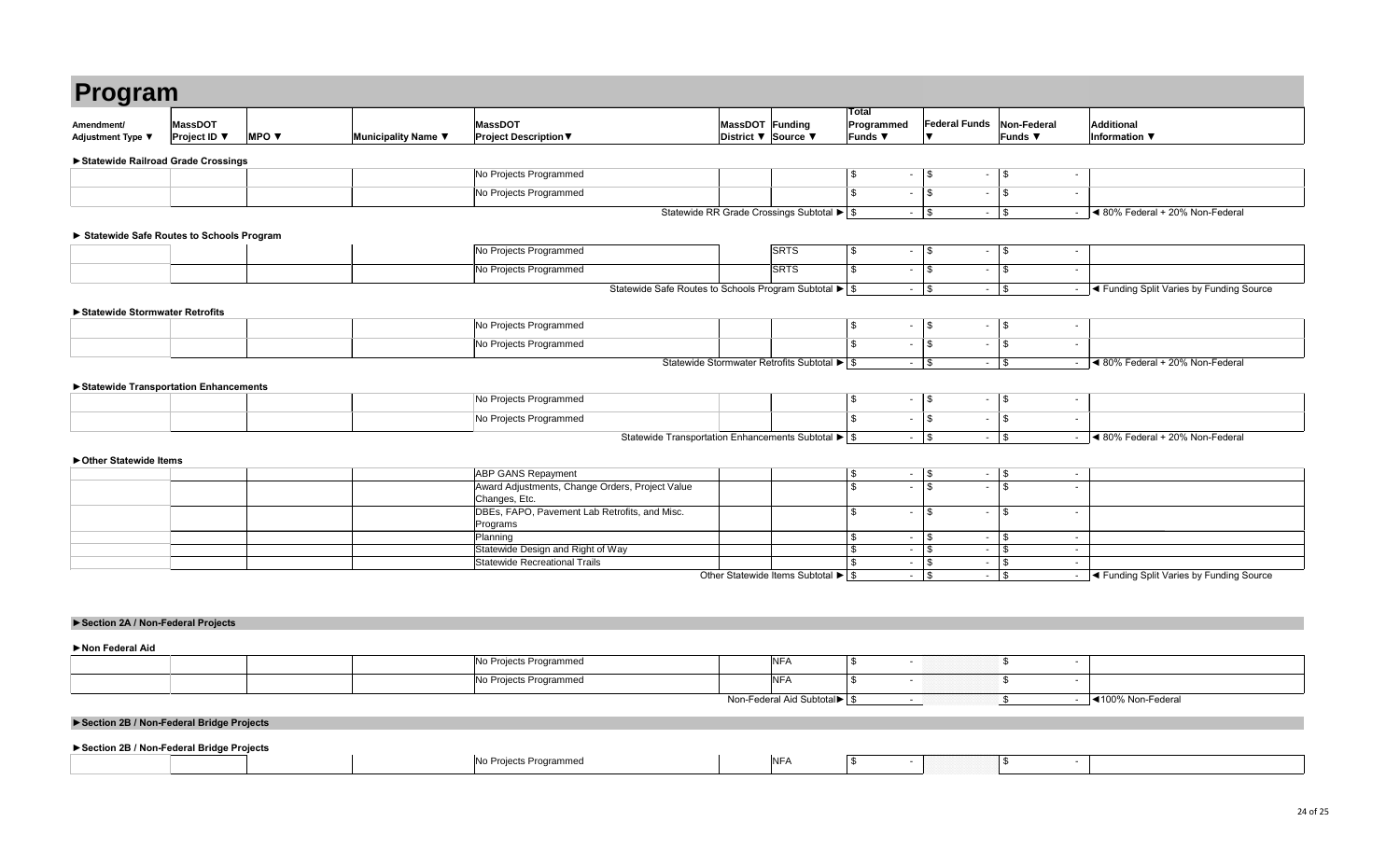# Program

| Amendment/ Adjustment Type ▼ | MassDOT Project ID ▼ | MPO ▼ | Municipality Name ▼ | MassDOT Project Description▼ | MassDOT District ▼ | Funding Source ▼ | Total Programmed Funds ▼ | Federal Funds ▼ | Non-Federal Funds ▼ | Additional Information ▼ |
|---|---|---|---|---|---|---|---|---|---|---|
| **►Statewide Railroad Grade Crossings** | | | | | | | | | | |
| | | | | No Projects Programmed | | | $ - | $ - | $ - | |
| | | | | No Projects Programmed | | | $ - | $ - | $ - | |
| | | | | Statewide RR Grade Crossings Subtotal ► | | | $ - | $ - | $ - | ◄ 80% Federal + 20% Non-Federal |
| **► Statewide Safe Routes to Schools Program** | | | | | | | | | | |
| | | | | No Projects Programmed | | SRTS | $ - | $ - | $ - | |
| | | | | No Projects Programmed | | SRTS | $ - | $ - | $ - | |
| | | | | Statewide Safe Routes to Schools Program Subtotal ► | | | $ - | $ - | $ - | ◄ Funding Split Varies by Funding Source |
| **►Statewide Stormwater Retrofits** | | | | | | | | | | |
| | | | | No Projects Programmed | | | $ - | $ - | $ - | |
| | | | | No Projects Programmed | | | $ - | $ - | $ - | |
| | | | | Statewide Stormwater Retrofits Subtotal ► | | | $ - | $ - | $ - | ◄ 80% Federal + 20% Non-Federal |
| **►Statewide Transportation Enhancements** | | | | | | | | | | |
| | | | | No Projects Programmed | | | $ - | $ - | $ - | |
| | | | | No Projects Programmed | | | $ - | $ - | $ - | |
| | | | | Statewide Transportation Enhancements Subtotal ► | | | $ - | $ - | $ - | ◄ 80% Federal + 20% Non-Federal |
| **►Other Statewide Items** | | | | | | | | | | |
| | | | | ABP GANS Repayment | | | $ - | $ - | $ - | |
| | | | | Award Adjustments, Change Orders, Project Value Changes, Etc. | | | $ - | $ - | $ - | |
| | | | | DBEs, FAPO, Pavement Lab Retrofits, and Misc. Programs | | | $ - | $ - | $ - | |
| | | | | Planning | | | $ - | $ - | $ - | |
| | | | | Statewide Design and Right of Way | | | $ - | $ - | $ - | |
| | | | | Statewide Recreational Trails | | | $ - | $ - | $ - | |
| | | | | Other Statewide Items Subtotal ► | | | $ - | $ - | $ - | ◄ Funding Split Varies by Funding Source |

**►Section 2A / Non-Federal Projects**

| Amendment/ Adjustment Type ▼ | MassDOT Project ID ▼ | MPO ▼ | Municipality Name ▼ | MassDOT Project Description▼ | MassDOT District ▼ | Funding Source ▼ | Total Programmed Funds ▼ | Federal Funds ▼ | Non-Federal Funds ▼ | Additional Information ▼ |
|---|---|---|---|---|---|---|---|---|---|---|
| **►Non Federal Aid** | | | | | | | | | | |
| | | | | No Projects Programmed | | NFA | $ - | | $ - | |
| | | | | No Projects Programmed | | NFA | $ - | | $ - | |
| | | | | Non-Federal Aid Subtotal► | | | $ - | | $ - | ◄100% Non-Federal |

**►Section 2B / Non-Federal Bridge Projects**

| Amendment/ Adjustment Type ▼ | MassDOT Project ID ▼ | MPO ▼ | Municipality Name ▼ | MassDOT Project Description▼ | MassDOT District ▼ | Funding Source ▼ | Total Programmed Funds ▼ | Federal Funds ▼ | Non-Federal Funds ▼ | Additional Information ▼ |
|---|---|---|---|---|---|---|---|---|---|---|
| **►Section 2B / Non-Federal Bridge Projects** | | | | | | | | | | |
| | | | | No Projects Programmed | | NFA | $ - | | $ - | |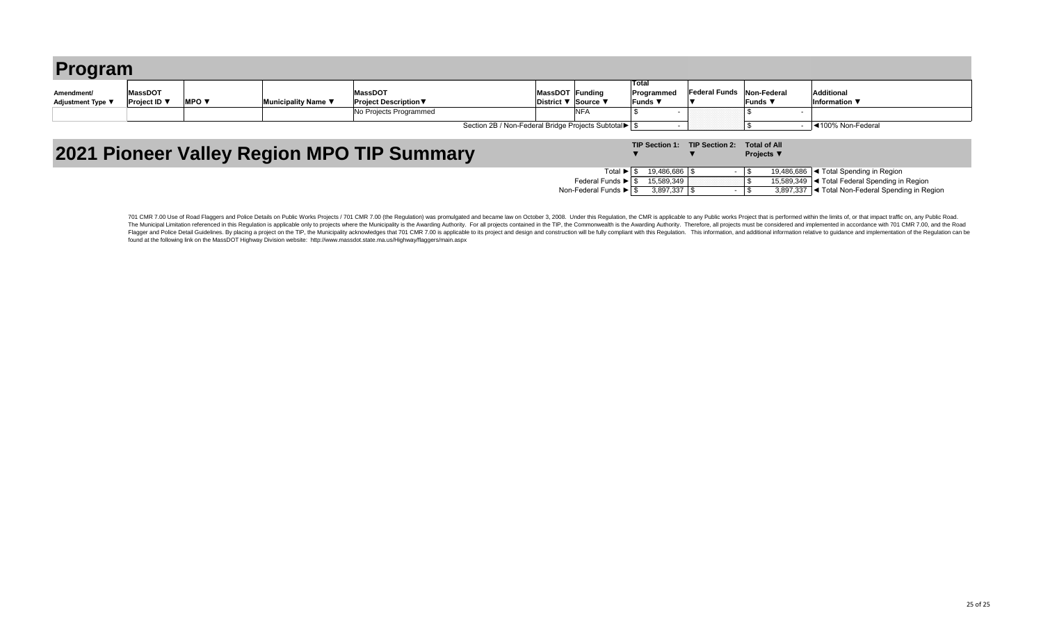# Program

| Amendment/ Adjustment Type ▼ | MassDOT Project ID ▼ | MPO ▼ | Municipality Name ▼ | MassDOT Project Description▼ | MassDOT District ▼ | Funding Source ▼ | Total Programmed Funds ▼ | Federal Funds ▼ | Non-Federal Funds ▼ | Additional Information ▼ |
|---|---|---|---|---|---|---|---|---|---|---|
| | | | | No Projects Programmed | | NFA | $ - | | $ - | |
| | | | | Section 2B / Non-Federal Bridge Projects Subtotal► | | | $ - | | $ - | ◄100% Non-Federal |

# 2021 Pioneer Valley Region MPO TIP Summary

| | TIP Section 1: ▼ | TIP Section 2: ▼ | Total of All Projects ▼ | |
|---|---|---|---|---|
| Total ► | $ 19,486,686 | $ - | $ 19,486,686 | ◄ Total Spending in Region |
| Federal Funds ► | $ 15,589,349 | | $ 15,589,349 | ◄ Total Federal Spending in Region |
| Non-Federal Funds ► | $ 3,897,337 | $ - | $ 3,897,337 | ◄ Total Non-Federal Spending in Region |

701 CMR 7.00 Use of Road Flaggers and Police Details on Public Works Projects / 701 CMR 7.00 (the Regulation) was promulgated and became law on October 3, 2008. Under this Regulation, the CMR is applicable to any Public works Project that is performed within the limits of, or that impact traffic on, any Public Road. The Municipal Limitation referenced in this Regulation is applicable only to projects where the Municipality is the Awarding Authority. For all projects contained in the TIP, the Commonwealth is the Awarding Authority. Therefore, all projects must be considered and implemented in accordance with 701 CMR 7.00, and the Road Flagger and Police Detail Guidelines. By placing a project on the TIP, the Municipality acknowledges that 701 CMR 7.00 is applicable to its project and design and construction will be fully compliant with this Regulation. This information, and additional information relative to guidance and implementation of the Regulation can be found at the following link on the MassDOT Highway Division website: http://www.massdot.state.ma.us/Highway/flaggers/main.aspx